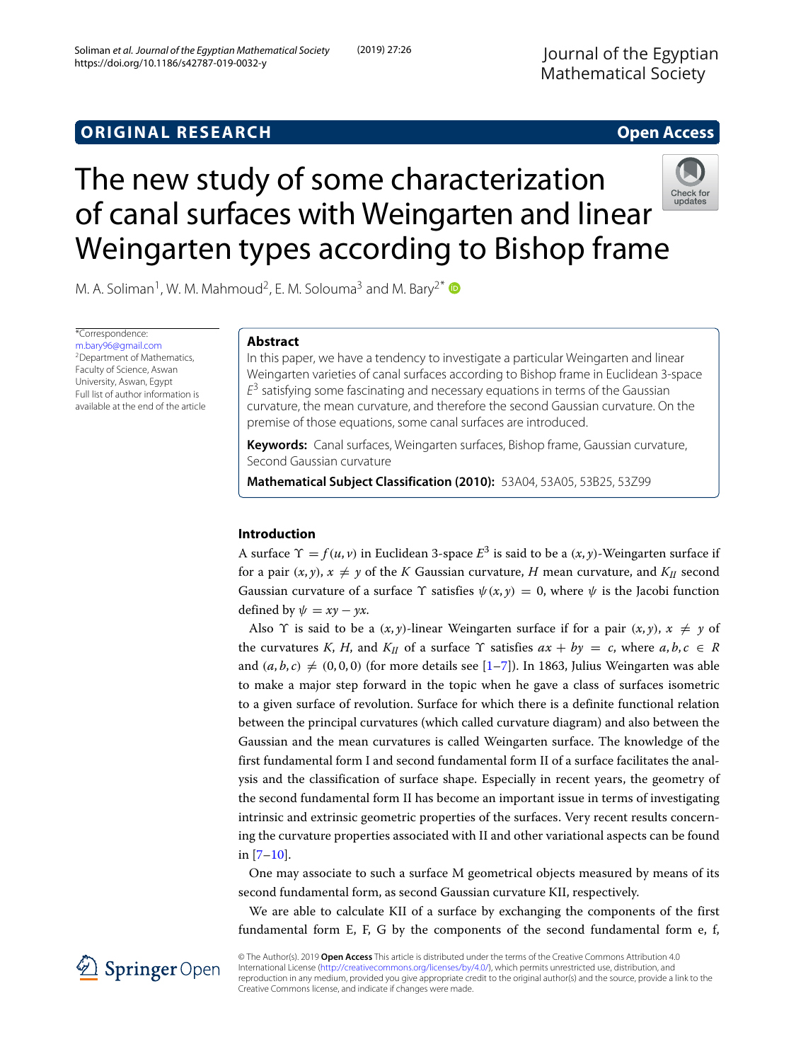ORIGINAL RESEARCH

Open Access

# The new study of some characterization of canal surfaces with Weingarten and linear Weingarten types according to Bishop frame

M. A. Soliman[1], W. M. Mahmoud[2], E. M. Solouma[3] and M. Bary[2*]

*Correspondence: m.bary96@gmail.com
[2]Department of Mathematics, Faculty of Science, Aswan University, Aswan, Egypt
Full list of author information is available at the end of the article

## Abstract

In this paper, we have a tendency to investigate a particular Weingarten and linear Weingarten varieties of canal surfaces according to Bishop frame in Euclidean 3-space $E^3$ satisfying some fascinating and necessary equations in terms of the Gaussian curvature, the mean curvature, and therefore the second Gaussian curvature. On the premise of those equations, some canal surfaces are introduced.

**Keywords:** Canal surfaces, Weingarten surfaces, Bishop frame, Gaussian curvature, Second Gaussian curvature

**Mathematical Subject Classification (2010):** 53A04, 53A05, 53B25, 53Z99

## Introduction

A surface $\Upsilon = f(u, v)$ in Euclidean 3-space $E^3$ is said to be a $(x, y)$-Weingarten surface if for a pair $(x, y)$, $x \neq y$ of the $K$ Gaussian curvature, $H$ mean curvature, and $K_{II}$ second Gaussian curvature of a surface $\Upsilon$ satisfies $\psi(x, y) = 0$, where $\psi$ is the Jacobi function defined by $\psi = xy - yx$.

Also $\Upsilon$ is said to be a $(x, y)$-linear Weingarten surface if for a pair $(x, y)$, $x \neq y$ of the curvatures $K$, $H$, and $K_{II}$ of a surface $\Upsilon$ satisfies $ax + by = c$, where $a, b, c \in R$ and $(a, b, c) \neq (0, 0, 0)$ (for more details see [1–7]). In 1863, Julius Weingarten was able to make a major step forward in the topic when he gave a class of surfaces isometric to a given surface of revolution. Surface for which there is a definite functional relation between the principal curvatures (which called curvature diagram) and also between the Gaussian and the mean curvatures is called Weingarten surface. The knowledge of the first fundamental form I and second fundamental form II of a surface facilitates the analysis and the classification of surface shape. Especially in recent years, the geometry of the second fundamental form II has become an important issue in terms of investigating intrinsic and extrinsic geometric properties of the surfaces. Very recent results concerning the curvature properties associated with II and other variational aspects can be found in [7–10].

One may associate to such a surface M geometrical objects measured by means of its second fundamental form, as second Gaussian curvature KII, respectively.

We are able to calculate KII of a surface by exchanging the components of the first fundamental form E, F, G by the components of the second fundamental form e, f,

© The Author(s). 2019 **Open Access** This article is distributed under the terms of the Creative Commons Attribution 4.0 International License (http://creativecommons.org/licenses/by/4.0/), which permits unrestricted use, distribution, and reproduction in any medium, provided you give appropriate credit to the original author(s) and the source, provide a link to the Creative Commons license, and indicate if changes were made.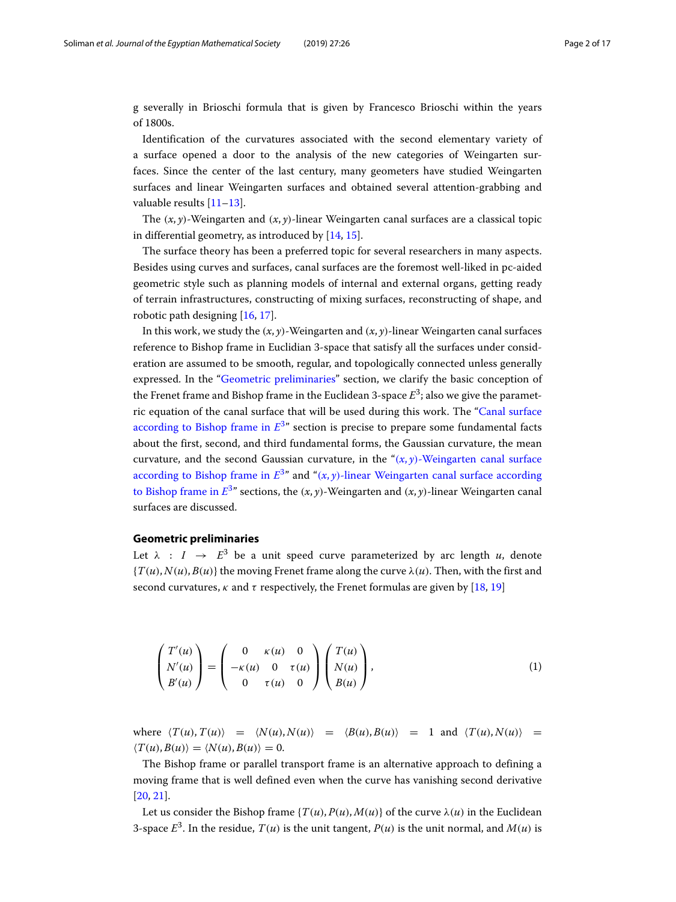g severally in Brioschi formula that is given by Francesco Brioschi within the years of 1800s.

Identification of the curvatures associated with the second elementary variety of a surface opened a door to the analysis of the new categories of Weingarten surfaces. Since the center of the last century, many geometers have studied Weingarten surfaces and linear Weingarten surfaces and obtained several attention-grabbing and valuable results [11–13].

The $(x, y)$-Weingarten and $(x, y)$-linear Weingarten canal surfaces are a classical topic in differential geometry, as introduced by [14, 15].

The surface theory has been a preferred topic for several researchers in many aspects. Besides using curves and surfaces, canal surfaces are the foremost well-liked in pc-aided geometric style such as planning models of internal and external organs, getting ready of terrain infrastructures, constructing of mixing surfaces, reconstructing of shape, and robotic path designing [16, 17].

In this work, we study the $(x, y)$-Weingarten and $(x, y)$-linear Weingarten canal surfaces reference to Bishop frame in Euclidian 3-space that satisfy all the surfaces under consideration are assumed to be smooth, regular, and topologically connected unless generally expressed. In the "Geometric preliminaries" section, we clarify the basic conception of the Frenet frame and Bishop frame in the Euclidean 3-space $E^3$; also we give the parametric equation of the canal surface that will be used during this work. The "Canal surface according to Bishop frame in $E^3$" section is precise to prepare some fundamental facts about the first, second, and third fundamental forms, the Gaussian curvature, the mean curvature, and the second Gaussian curvature, in the "$(x, y)$-Weingarten canal surface according to Bishop frame in $E^3$" and "$(x, y)$-linear Weingarten canal surface according to Bishop frame in $E^3$" sections, the $(x, y)$-Weingarten and $(x, y)$-linear Weingarten canal surfaces are discussed.

## Geometric preliminaries

Let $\lambda : I \rightarrow E^3$ be a unit speed curve parameterized by arc length $u$, denote $\{T(u), N(u), B(u)\}$ the moving Frenet frame along the curve $\lambda(u)$. Then, with the first and second curvatures, $\kappa$ and $\tau$ respectively, the Frenet formulas are given by [18, 19]

$$\begin{pmatrix} T'(u) \\ N'(u) \\ B'(u) \end{pmatrix} = \begin{pmatrix} 0 & \kappa(u) & 0 \\ -\kappa(u) & 0 & \tau(u) \\ 0 & \tau(u) & 0 \end{pmatrix} \begin{pmatrix} T(u) \\ N(u) \\ B(u) \end{pmatrix}, \tag{1}$$

where $\langle T(u), T(u) \rangle = \langle N(u), N(u) \rangle = \langle B(u), B(u) \rangle = 1$ and $\langle T(u), N(u) \rangle = \langle T(u), B(u) \rangle = \langle N(u), B(u) \rangle = 0$.

The Bishop frame or parallel transport frame is an alternative approach to defining a moving frame that is well defined even when the curve has vanishing second derivative [20, 21].

Let us consider the Bishop frame $\{T(u), P(u), M(u)\}$ of the curve $\lambda(u)$ in the Euclidean 3-space $E^3$. In the residue, $T(u)$ is the unit tangent, $P(u)$ is the unit normal, and $M(u)$ is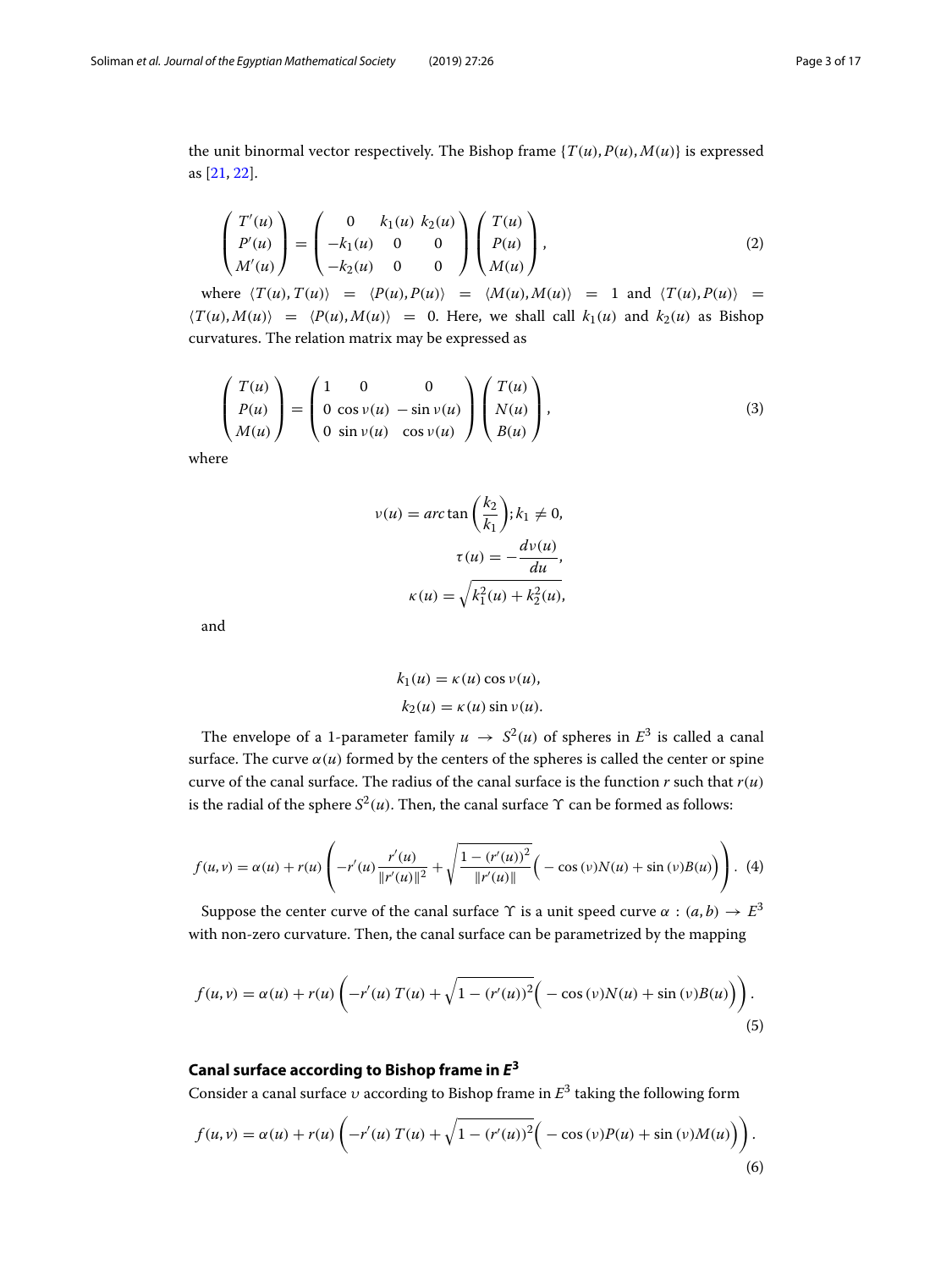the unit binormal vector respectively. The Bishop frame $\{T(u), P(u), M(u)\}$ is expressed as [21, 22].

$$\begin{pmatrix} T'(u) \\ P'(u) \\ M'(u) \end{pmatrix} = \begin{pmatrix} 0 & k_1(u) & k_2(u) \\ -k_1(u) & 0 & 0 \\ -k_2(u) & 0 & 0 \end{pmatrix} \begin{pmatrix} T(u) \\ P(u) \\ M(u) \end{pmatrix}, \tag{2}$$

where $\langle T(u), T(u) \rangle = \langle P(u), P(u) \rangle = \langle M(u), M(u) \rangle = 1$ and $\langle T(u), P(u) \rangle = \langle T(u), M(u) \rangle = \langle P(u), M(u) \rangle = 0$. Here, we shall call $k_1(u)$ and $k_2(u)$ as Bishop curvatures. The relation matrix may be expressed as

$$\begin{pmatrix} T(u) \\ P(u) \\ M(u) \end{pmatrix} = \begin{pmatrix} 1 & 0 & 0 \\ 0 & \cos \nu(u) & -\sin \nu(u) \\ 0 & \sin \nu(u) & \cos \nu(u) \end{pmatrix} \begin{pmatrix} T(u) \\ N(u) \\ B(u) \end{pmatrix}, \tag{3}$$

where

$$\nu(u) = arc \tan \left( \frac{k_2}{k_1} \right); k_1 \neq 0,$$

$$\tau(u) = -\frac{d\nu(u)}{du},$$

$$\kappa(u) = \sqrt{k_1^2(u) + k_2^2(u)},$$

and

$$k_1(u) = \kappa(u) \cos \nu(u),$$

$$k_2(u) = \kappa(u) \sin \nu(u).$$

The envelope of a 1-parameter family $u \to S^2(u)$ of spheres in $E^3$ is called a canal surface. The curve $\alpha(u)$ formed by the centers of the spheres is called the center or spine curve of the canal surface. The radius of the canal surface is the function $r$ such that $r(u)$ is the radial of the sphere $S^2(u)$. Then, the canal surface $\Upsilon$ can be formed as follows:

$$f(u, v) = \alpha(u) + r(u) \left( -r'(u) \frac{r'(u)}{\|r'(u)\|^2} + \sqrt{\frac{1 - (r'(u))^2}{\|r'(u)\|}} \Big( -\cos(v) N(u) + \sin(v) B(u) \Big) \right). \tag{4}$$

Suppose the center curve of the canal surface $\Upsilon$ is a unit speed curve $\alpha : (a, b) \to E^3$ with non-zero curvature. Then, the canal surface can be parametrized by the mapping

$$f(u, v) = \alpha(u) + r(u) \left( -r'(u)\, T(u) + \sqrt{1 - (r'(u))^2} \Big( -\cos(v) N(u) + \sin(v) B(u) \Big) \right). \tag{5}$$

## Canal surface according to Bishop frame in $E^3$

Consider a canal surface $\upsilon$ according to Bishop frame in $E^3$ taking the following form

$$f(u, v) = \alpha(u) + r(u) \left( -r'(u)\, T(u) + \sqrt{1 - (r'(u))^2} \Big( -\cos(v) P(u) + \sin(v) M(u) \Big) \right). \tag{6}$$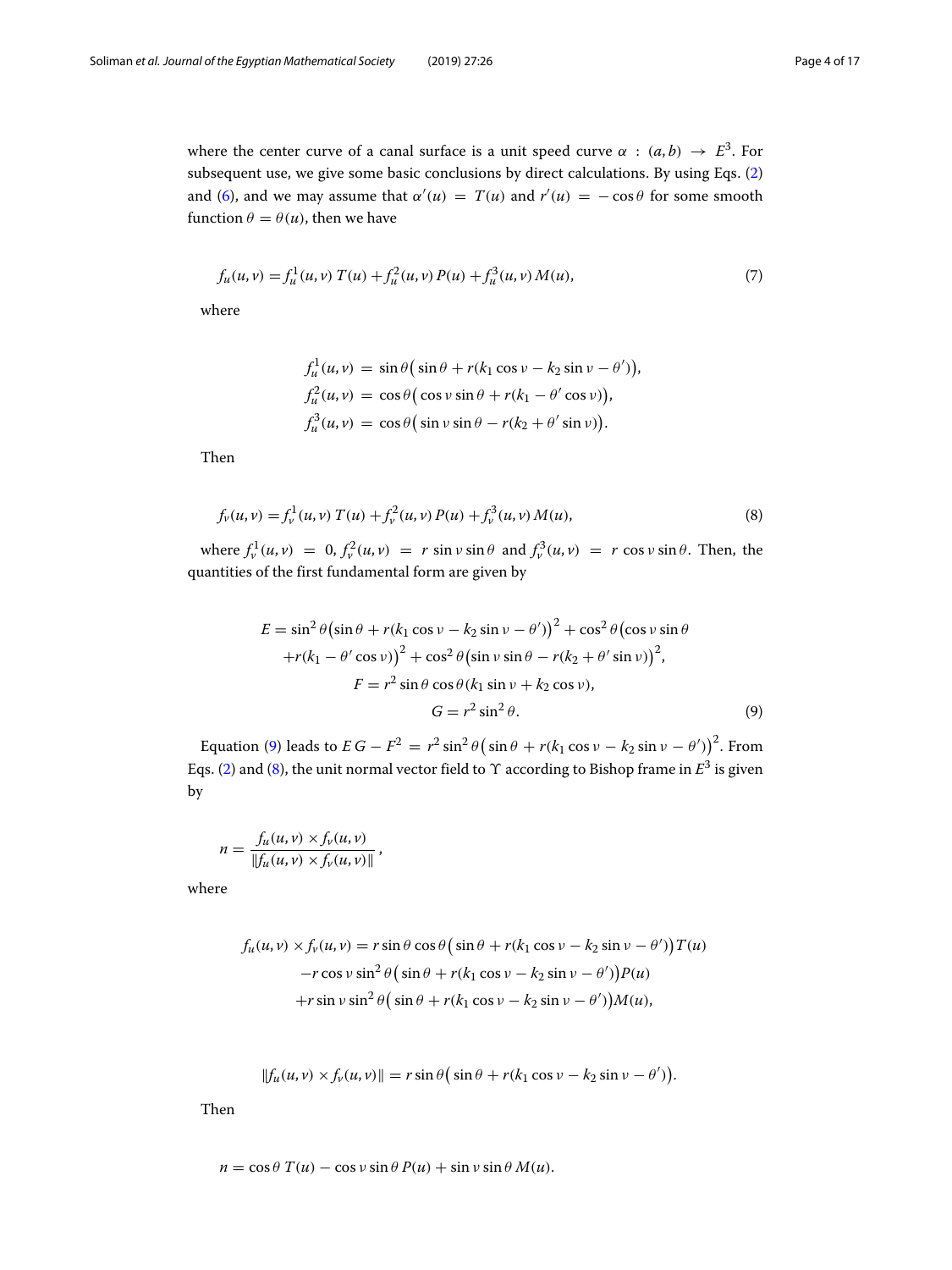where the center curve of a canal surface is a unit speed curve $\alpha : (a, b) \to E^3$. For subsequent use, we give some basic conclusions by direct calculations. By using Eqs. (2) and (6), and we may assume that $\alpha'(u) = T(u)$ and $r'(u) = -\cos\theta$ for some smooth function $\theta = \theta(u)$, then we have

$$f_u(u,v) = f_u^1(u,v)\, T(u) + f_u^2(u,v)\, P(u) + f_u^3(u,v)\, M(u), \tag{7}$$

where

$$\begin{aligned}
f_u^1(u,v) &= \sin\theta\big(\sin\theta + r(k_1\cos v - k_2\sin v - \theta')\big),\\
f_u^2(u,v) &= \cos\theta\big(\cos v \sin\theta + r(k_1 - \theta'\cos v)\big),\\
f_u^3(u,v) &= \cos\theta\big(\sin v \sin\theta - r(k_2 + \theta'\sin v)\big).
\end{aligned}$$

Then

$$f_v(u,v) = f_v^1(u,v)\, T(u) + f_v^2(u,v)\, P(u) + f_v^3(u,v)\, M(u), \tag{8}$$

where $f_v^1(u,v) = 0$, $f_v^2(u,v) = r\sin v \sin\theta$ and $f_v^3(u,v) = r\cos v\sin\theta$. Then, the quantities of the first fundamental form are given by

$$\begin{aligned}
E = \sin^2\theta\big(\sin\theta + r(k_1\cos v - k_2\sin v - \theta')\big)^2 &+ \cos^2\theta\big(\cos v\sin\theta\\
+ r(k_1 - \theta'\cos v)\big)^2 + \cos^2\theta\big(\sin v\sin\theta &- r(k_2 + \theta'\sin v)\big)^2,\\
F = r^2\sin\theta\cos\theta(k_1\sin v &+ k_2\cos v),\\
G = r^2\sin^2\theta&.
\end{aligned} \tag{9}$$

Equation (9) leads to $EG - F^2 = r^2\sin^2\theta\big(\sin\theta + r(k_1\cos v - k_2\sin v - \theta')\big)^2$. From Eqs. (2) and (8), the unit normal vector field to $\Upsilon$ according to Bishop frame in $E^3$ is given by

$$n = \frac{f_u(u,v)\times f_v(u,v)}{\|f_u(u,v)\times f_v(u,v)\|},$$

where

$$\begin{aligned}
f_u(u,v)\times f_v(u,v) = r\sin\theta\cos\theta&\big(\sin\theta + r(k_1\cos v - k_2\sin v - \theta')\big)T(u)\\
-r\cos v\sin^2\theta&\big(\sin\theta + r(k_1\cos v - k_2\sin v - \theta')\big)P(u)\\
+r\sin v\sin^2\theta&\big(\sin\theta + r(k_1\cos v - k_2\sin v - \theta')\big)M(u),
\end{aligned}$$

$$\|f_u(u,v)\times f_v(u,v)\| = r\sin\theta\big(\sin\theta + r(k_1\cos v - k_2\sin v - \theta')\big).$$

Then

$$n = \cos\theta\, T(u) - \cos v\sin\theta\, P(u) + \sin v\sin\theta\, M(u).$$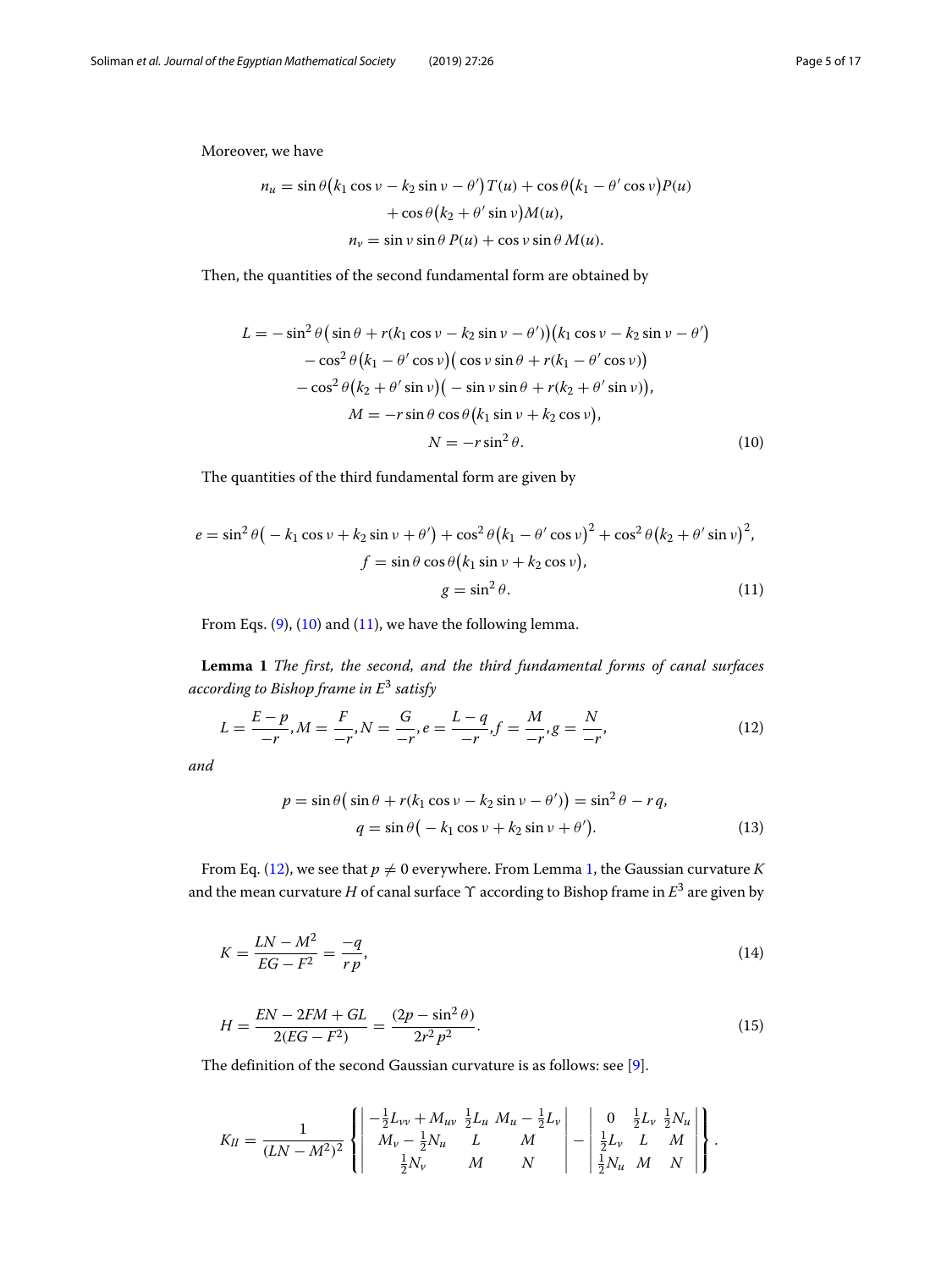Moreover, we have

$$
\begin{aligned}
n_u &= \sin\theta\big(k_1\cos\nu - k_2\sin\nu - \theta'\big)T(u) + \cos\theta\big(k_1 - \theta'\cos\nu\big)P(u) \\
&\quad + \cos\theta\big(k_2 + \theta'\sin\nu\big)M(u), \\
n_\nu &= \sin\nu\sin\theta\, P(u) + \cos\nu\sin\theta\, M(u).
\end{aligned}
$$

Then, the quantities of the second fundamental form are obtained by

$$
\begin{aligned}
L &= -\sin^2\theta\big(\sin\theta + r(k_1\cos\nu - k_2\sin\nu - \theta')\big)\big(k_1\cos\nu - k_2\sin\nu - \theta'\big) \\
&\quad - \cos^2\theta\big(k_1 - \theta'\cos\nu\big)\big(\cos\nu\sin\theta + r(k_1 - \theta'\cos\nu)\big) \\
&\quad - \cos^2\theta\big(k_2 + \theta'\sin\nu\big)\big(-\sin\nu\sin\theta + r(k_2 + \theta'\sin\nu)\big), \\
M &= -r\sin\theta\cos\theta\big(k_1\sin\nu + k_2\cos\nu\big), \\
N &= -r\sin^2\theta.
\end{aligned}
\tag{10}
$$

The quantities of the third fundamental form are given by

$$
\begin{aligned}
e &= \sin^2\theta\big(-k_1\cos\nu + k_2\sin\nu + \theta'\big) + \cos^2\theta\big(k_1 - \theta'\cos\nu\big)^2 + \cos^2\theta\big(k_2 + \theta'\sin\nu\big)^2, \\
f &= \sin\theta\cos\theta\big(k_1\sin\nu + k_2\cos\nu\big), \\
g &= \sin^2\theta.
\end{aligned}
\tag{11}
$$

From Eqs. (9), (10) and (11), we have the following lemma.

**Lemma 1** *The first, the second, and the third fundamental forms of canal surfaces according to Bishop frame in* $E^3$ *satisfy*

$$
L = \frac{E-p}{-r}, M = \frac{F}{-r}, N = \frac{G}{-r}, e = \frac{L-q}{-r}, f = \frac{M}{-r}, g = \frac{N}{-r},
\tag{12}
$$

*and*

$$
\begin{aligned}
p &= \sin\theta\big(\sin\theta + r(k_1\cos\nu - k_2\sin\nu - \theta')\big) = \sin^2\theta - r\,q, \\
q &= \sin\theta\big(-k_1\cos\nu + k_2\sin\nu + \theta'\big).
\end{aligned}
\tag{13}
$$

From Eq. (12), we see that $p \neq 0$ everywhere. From Lemma 1, the Gaussian curvature $K$ and the mean curvature $H$ of canal surface $\Upsilon$ according to Bishop frame in $E^3$ are given by

$$
K = \frac{LN - M^2}{EG - F^2} = \frac{-q}{r\,p},
\tag{14}
$$

$$
H = \frac{EN - 2FM + GL}{2(EG - F^2)} = \frac{(2p - \sin^2\theta)}{2r^2p^2}.
\tag{15}
$$

The definition of the second Gaussian curvature is as follows: see [9].

$$
K_{II} = \frac{1}{(LN - M^2)^2}\left\{ \begin{vmatrix} -\frac{1}{2}L_{\nu\nu} + M_{u\nu} & \frac{1}{2}L_u & M_u - \frac{1}{2}L_\nu \\ M_\nu - \frac{1}{2}N_u & L & M \\ \frac{1}{2}N_\nu & M & N \end{vmatrix} - \begin{vmatrix} 0 & \frac{1}{2}L_\nu & \frac{1}{2}N_u \\ \frac{1}{2}L_\nu & L & M \\ \frac{1}{2}N_u & M & N \end{vmatrix} \right\}.
$$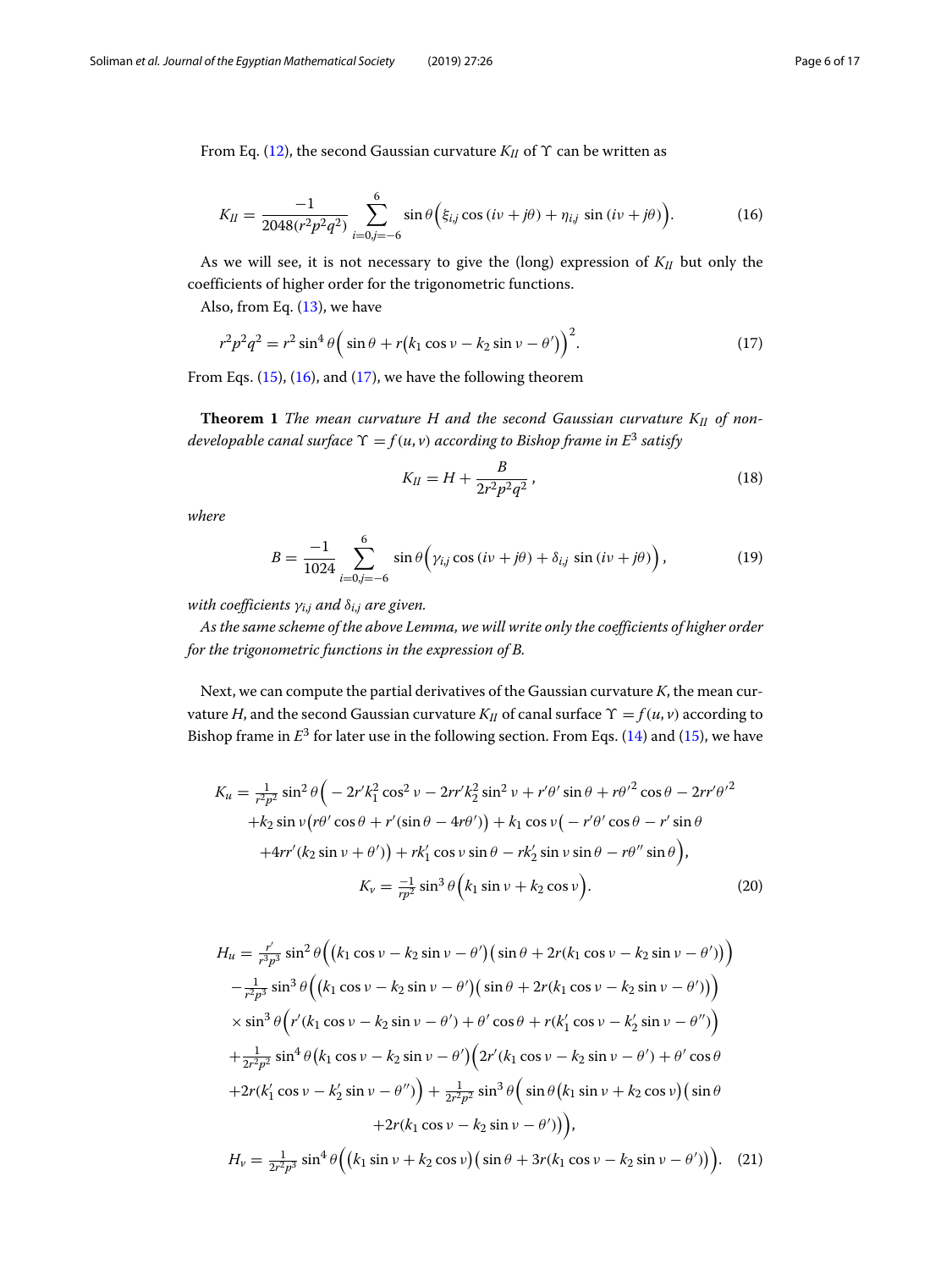From Eq. (12), the second Gaussian curvature $K_{II}$ of $\Upsilon$ can be written as

$$K_{II} = \frac{-1}{2048(r^2p^2q^2)} \sum_{i=0,j=-6}^{6} \sin\theta\Big(\xi_{i,j}\cos(i\nu + j\theta) + \eta_{i,j}\sin(i\nu + j\theta)\Big). \tag{16}$$

As we will see, it is not necessary to give the (long) expression of $K_{II}$ but only the coefficients of higher order for the trigonometric functions.

Also, from Eq. (13), we have

$$r^2p^2q^2 = r^2\sin^4\theta\Big(\sin\theta + r\big(k_1\cos\nu - k_2\sin\nu - \theta'\big)\Big)^2. \tag{17}$$

From Eqs. (15), (16), and (17), we have the following theorem

**Theorem 1** *The mean curvature $H$ and the second Gaussian curvature $K_{II}$ of non-developable canal surface $\Upsilon = f(u,\nu)$ according to Bishop frame in $E^3$ satisfy*

$$K_{II} = H + \frac{B}{2r^2p^2q^2}, \tag{18}$$

*where*

$$B = \frac{-1}{1024} \sum_{i=0,j=-6}^{6} \sin\theta\Big(\gamma_{i,j}\cos(i\nu + j\theta) + \delta_{i,j}\sin(i\nu + j\theta)\Big), \tag{19}$$

*with coefficients $\gamma_{i,j}$ and $\delta_{i,j}$ are given.*

*As the same scheme of the above Lemma, we will write only the coefficients of higher order for the trigonometric functions in the expression of B.*

Next, we can compute the partial derivatives of the Gaussian curvature $K$, the mean curvature $H$, and the second Gaussian curvature $K_{II}$ of canal surface $\Upsilon = f(u,\nu)$ according to Bishop frame in $E^3$ for later use in the following section. From Eqs. (14) and (15), we have

$$\begin{aligned}
K_u = {} & \tfrac{1}{r^2p^2}\sin^2\theta\Big(-2r'k_1^2\cos^2\nu - 2rr'k_2^2\sin^2\nu + r'\theta'\sin\theta + r\theta'^2\cos\theta - 2rr'\theta'^2 \\
& + k_2\sin\nu\big(r\theta'\cos\theta + r'(\sin\theta - 4r\theta')\big) + k_1\cos\nu\big(-r'\theta'\cos\theta - r'\sin\theta \\
& + 4rr'(k_2\sin\nu + \theta')\big) + rk_1'\cos\nu\sin\theta - rk_2'\sin\nu\sin\theta - r\theta''\sin\theta\Big), \\
K_\nu = {} & \tfrac{-1}{rp^2}\sin^3\theta\Big(k_1\sin\nu + k_2\cos\nu\Big).
\end{aligned} \tag{20}$$

$$\begin{aligned}
H_u = {} & \tfrac{r'}{r^3p^3}\sin^2\theta\Big(\big(k_1\cos\nu - k_2\sin\nu - \theta'\big)\big(\sin\theta + 2r(k_1\cos\nu - k_2\sin\nu - \theta')\big)\Big) \\
& - \tfrac{1}{r^2p^3}\sin^3\theta\Big(\big(k_1\cos\nu - k_2\sin\nu - \theta'\big)\big(\sin\theta + 2r(k_1\cos\nu - k_2\sin\nu - \theta')\big)\Big) \\
& \times \sin^3\theta\Big(r'(k_1\cos\nu - k_2\sin\nu - \theta') + \theta'\cos\theta + r(k_1'\cos\nu - k_2'\sin\nu - \theta'')\Big) \\
& + \tfrac{1}{2r^2p^2}\sin^4\theta\big(k_1\cos\nu - k_2\sin\nu - \theta'\big)\Big(2r'(k_1\cos\nu - k_2\sin\nu - \theta') + \theta'\cos\theta \\
& + 2r(k_1'\cos\nu - k_2'\sin\nu - \theta'')\Big) + \tfrac{1}{2r^2p^2}\sin^3\theta\Big(\sin\theta\big(k_1\sin\nu + k_2\cos\nu\big)\big(\sin\theta \\
& + 2r(k_1\cos\nu - k_2\sin\nu - \theta')\big)\Big), \\
H_\nu = {} & \tfrac{1}{2r^2p^3}\sin^4\theta\Big(\big(k_1\sin\nu + k_2\cos\nu\big)\big(\sin\theta + 3r(k_1\cos\nu - k_2\sin\nu - \theta')\big)\Big).
\end{aligned} \tag{21}$$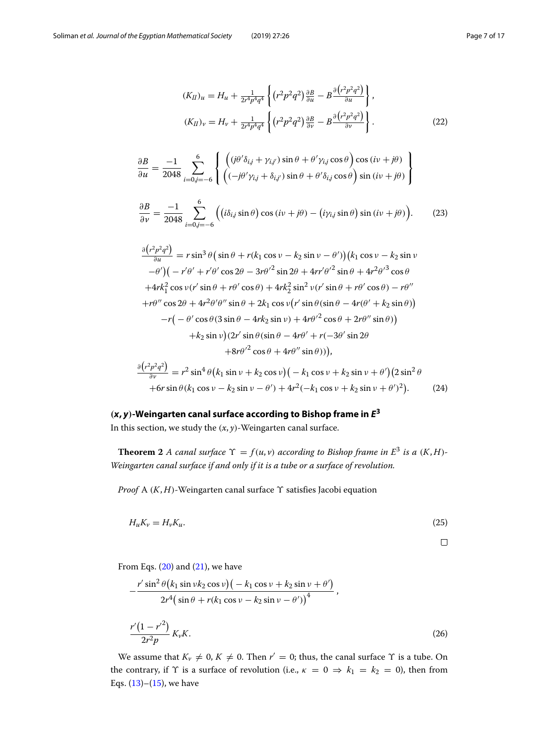$$
\begin{aligned}
(K_{II})_u &= H_u + \frac{1}{2r^4p^4q^4}\left\{\left(r^2p^2q^2\right)\frac{\partial B}{\partial u} - B\frac{\partial\left(r^2p^2q^2\right)}{\partial u}\right\},\\
(K_{II})_v &= H_v + \frac{1}{2r^4p^4q^4}\left\{\left(r^2p^2q^2\right)\frac{\partial B}{\partial v} - B\frac{\partial\left(r^2p^2q^2\right)}{\partial v}\right\}.
\end{aligned}
\tag{22}
$$

$$
\frac{\partial B}{\partial u} = \frac{-1}{2048}\sum_{i=0,j=-6}^{6}\left\{\begin{array}{l}\left((j\theta'\delta_{i,j} + \gamma_{i,j'})\sin\theta + \theta'\gamma_{i,j}\cos\theta\right)\cos(iv + j\theta)\\ \left((-j\theta'\gamma_{i,j} + \delta_{i,j'})\sin\theta + \theta'\delta_{i,j}\cos\theta\right)\sin(iv + j\theta)\end{array}\right\}
$$

$$
\frac{\partial B}{\partial v} = \frac{-1}{2048}\sum_{i=0,j=-6}^{6}\Big(\left(i\delta_{i,j}\sin\theta\right)\cos(iv + j\theta) - \left(i\gamma_{i,j}\sin\theta\right)\sin(iv + j\theta)\Big).
\tag{23}
$$

$$
\begin{aligned}
\frac{\partial\left(r^2p^2q^2\right)}{\partial u} &= r\sin^3\theta\big(\sin\theta + r(k_1\cos v - k_2\sin v - \theta')\big)\big(k_1\cos v - k_2\sin v\\
&-\theta'\big)\big(-r'\theta' + r'\theta'\cos 2\theta - 3r\theta'^2\sin 2\theta + 4rr'\theta'^2\sin\theta + 4r^2\theta'^3\cos\theta\\
&+4rk_1^2\cos v(r'\sin\theta + r\theta'\cos\theta) + 4rk_2^2\sin^2 v(r'\sin\theta + r\theta'\cos\theta) - r\theta''\\
&+r\theta''\cos 2\theta + 4r^2\theta'\theta''\sin\theta + 2k_1\cos v\big(r'\sin\theta(\sin\theta - 4r(\theta' + k_2\sin\theta)\big)\\
&-r\big(-\theta'\cos\theta(3\sin\theta - 4rk_2\sin v) + 4r\theta'^2\cos\theta + 2r\theta''\sin\theta)\big)\\
&+k_2\sin v\big)(2r'\sin\theta(\sin\theta - 4r\theta' + r(-3\theta'\sin 2\theta\\
&+8r\theta'^2\cos\theta + 4r\theta''\sin\theta))\big),\\
\frac{\partial\left(r^2p^2q^2\right)}{\partial v} &= r^2\sin^4\theta\big(k_1\sin v + k_2\cos v\big)\big(-k_1\cos v + k_2\sin v + \theta'\big)\big(2\sin^2\theta\\
&+6r\sin\theta(k_1\cos v - k_2\sin v - \theta') + 4r^2(-k_1\cos v + k_2\sin v + \theta')^2\big).
\end{aligned}
\tag{24}
$$

## $(x, y)$-Weingarten canal surface according to Bishop frame in $E^3$

In this section, we study the $(x, y)$-Weingarten canal surface.

**Theorem 2** *A canal surface $\Upsilon = f(u, v)$ according to Bishop frame in $E^3$ is a $(K, H)$-Weingarten canal surface if and only if it is a tube or a surface of revolution.*

*Proof* A $(K, H)$-Weingarten canal surface $\Upsilon$ satisfies Jacobi equation

$$
H_u K_v = H_v K_u.
\tag{25}
$$

□

From Eqs. (20) and (21), we have

$$
-\frac{r'\sin^2\theta\big(k_1\sin v k_2\cos v\big)\big(-k_1\cos v + k_2\sin v + \theta'\big)}{2r^4\big(\sin\theta + r(k_1\cos v - k_2\sin v - \theta')\big)^4},
$$

$$
\frac{r'(1 - r'^2)}{2r^2p}K_v K.
\tag{26}
$$

We assume that $K_v \neq 0$, $K \neq 0$. Then $r' = 0$; thus, the canal surface $\Upsilon$ is a tube. On the contrary, if $\Upsilon$ is a surface of revolution (i.e., $\kappa = 0 \Rightarrow k_1 = k_2 = 0$), then from Eqs. (13)–(15), we have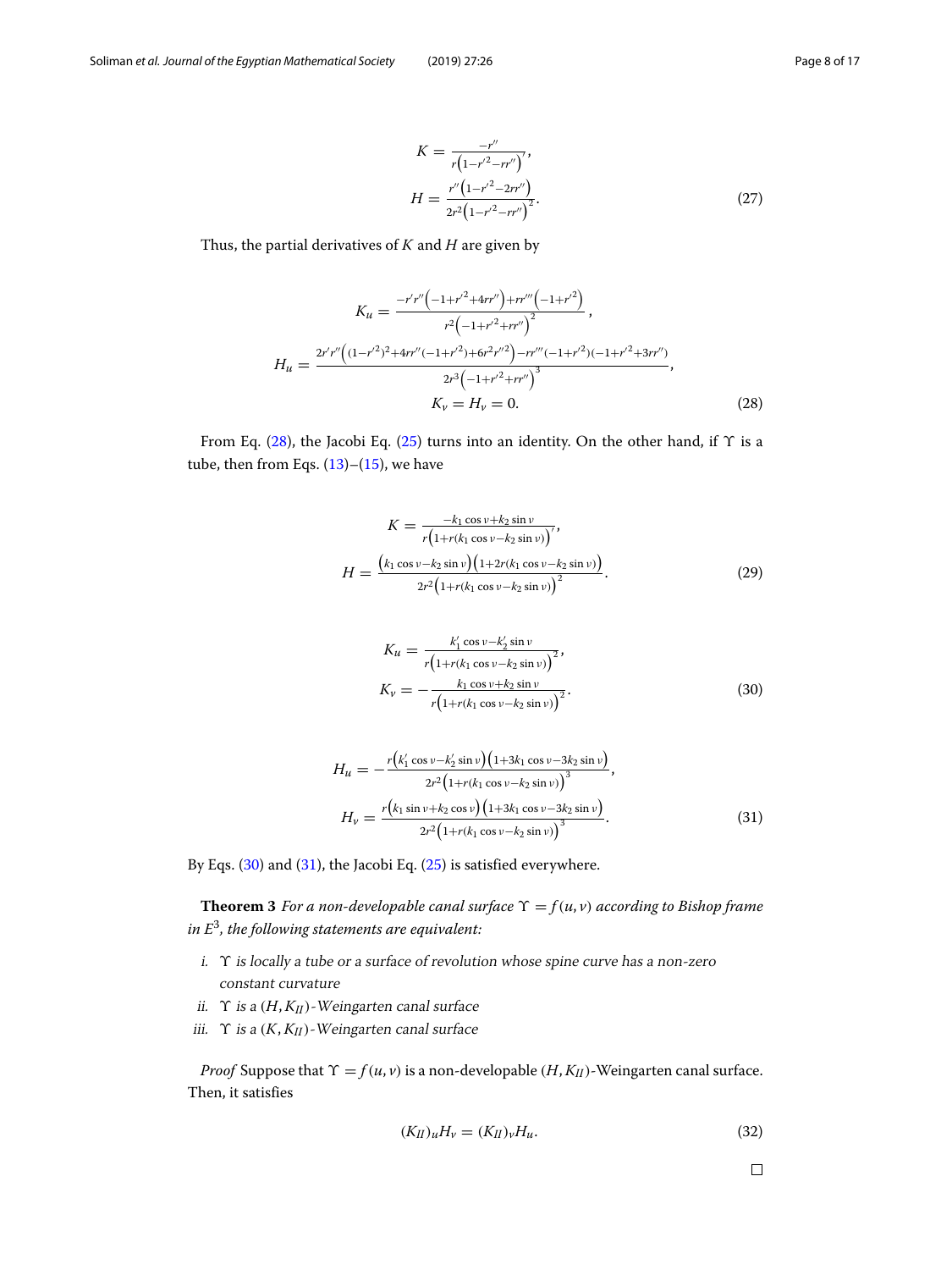$$K = \frac{-r''}{r\left(1-r'^2-rr''\right)},$$
$$H = \frac{r''\left(1-r'^2-2rr''\right)}{2r^2\left(1-r'^2-rr''\right)^2}. \tag{27}$$

Thus, the partial derivatives of $K$ and $H$ are given by

$$K_u = \frac{-r'r''\left(-1+r'^2+4rr''\right)+rr'''\left(-1+r'^2\right)}{r^2\left(-1+r'^2+rr''\right)^2},$$
$$H_u = \frac{2r'r''\left((1-r'^2)^2+4rr''(-1+r'^2)+6r^2r''^2\right)-rr'''(-1+r'^2)(-1+r'^2+3rr'')}{2r^3\left(-1+r'^2+rr''\right)^3},$$
$$K_v = H_v = 0. \tag{28}$$

From Eq. (28), the Jacobi Eq. (25) turns into an identity. On the other hand, if $\Upsilon$ is a tube, then from Eqs. (13)–(15), we have

$$K = \frac{-k_1\cos v+k_2\sin v}{r\left(1+r(k_1\cos v-k_2\sin v)\right)},$$
$$H = \frac{\left(k_1\cos v-k_2\sin v\right)\left(1+2r(k_1\cos v-k_2\sin v)\right)}{2r^2\left(1+r(k_1\cos v-k_2\sin v)\right)^2}. \tag{29}$$

$$K_u = \frac{k_1'\cos v-k_2'\sin v}{r\left(1+r(k_1\cos v-k_2\sin v)\right)^2},$$
$$K_v = -\frac{k_1\cos v+k_2\sin v}{r\left(1+r(k_1\cos v-k_2\sin v)\right)^2}. \tag{30}$$

$$H_u = -\frac{r\left(k_1'\cos v-k_2'\sin v\right)\left(1+3k_1\cos v-3k_2\sin v\right)}{2r^2\left(1+r(k_1\cos v-k_2\sin v)\right)^3},$$
$$H_v = \frac{r\left(k_1\sin v+k_2\cos v\right)\left(1+3k_1\cos v-3k_2\sin v\right)}{2r^2\left(1+r(k_1\cos v-k_2\sin v)\right)^3}. \tag{31}$$

By Eqs. (30) and (31), the Jacobi Eq. (25) is satisfied everywhere.

**Theorem 3** *For a non-developable canal surface $\Upsilon = f(u,v)$ according to Bishop frame in $E^3$, the following statements are equivalent:*

*i. $\Upsilon$ is locally a tube or a surface of revolution whose spine curve has a non-zero constant curvature*

*ii. $\Upsilon$ is a $(H, K_{II})$-Weingarten canal surface*

*iii. $\Upsilon$ is a $(K, K_{II})$-Weingarten canal surface*

*Proof* Suppose that $\Upsilon = f(u,v)$ is a non-developable $(H, K_{II})$-Weingarten canal surface. Then, it satisfies

$$(K_{II})_u H_v = (K_{II})_v H_u. \tag{32}$$

□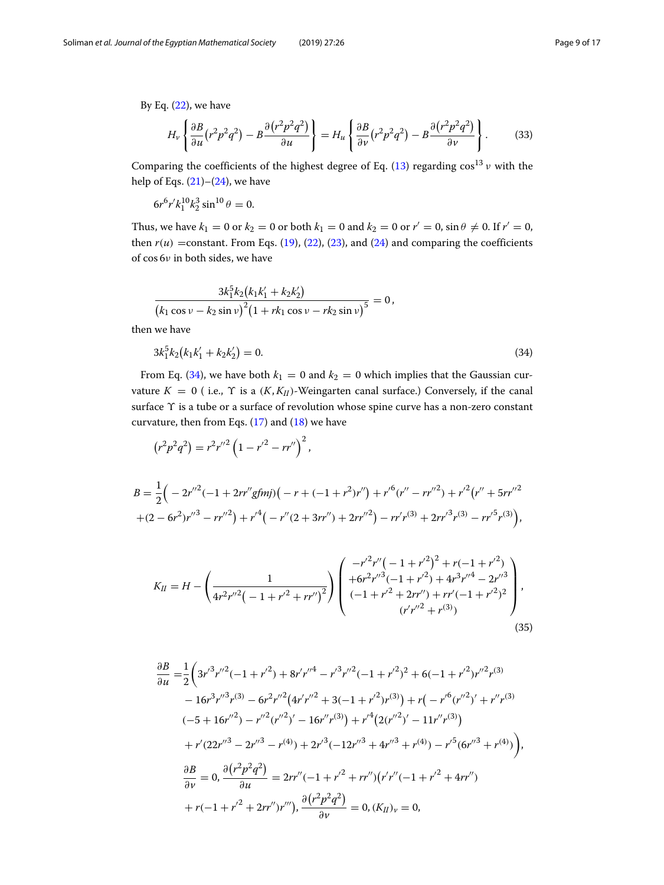By Eq. (22), we have

$$H_v \left\{ \frac{\partial B}{\partial u}\left(r^2p^2q^2\right) - B\frac{\partial\left(r^2p^2q^2\right)}{\partial u} \right\} = H_u \left\{ \frac{\partial B}{\partial v}\left(r^2p^2q^2\right) - B\frac{\partial\left(r^2p^2q^2\right)}{\partial v} \right\}. \tag{33}$$

Comparing the coefficients of the highest degree of Eq. (13) regarding $\cos^{13} v$ with the help of Eqs. (21)–(24), we have

$$6r^6 r' k_1^{10} k_2^3 \sin^{10}\theta = 0.$$

Thus, we have $k_1 = 0$ or $k_2 = 0$ or both $k_1 = 0$ and $k_2 = 0$ or $r' = 0$, $\sin\theta \neq 0$. If $r' = 0$, then $r(u)$ =constant. From Eqs. (19), (22), (23), and (24) and comparing the coefficients of $\cos 6v$ in both sides, we have

$$\frac{3k_1^5 k_2\left(k_1 k_1' + k_2 k_2'\right)}{\left(k_1 \cos v - k_2 \sin v\right)^2\left(1 + rk_1 \cos v - rk_2 \sin v\right)^5} = 0,$$

then we have

$$3k_1^5 k_2\left(k_1 k_1' + k_2 k_2'\right) = 0. \tag{34}$$

From Eq. (34), we have both $k_1 = 0$ and $k_2 = 0$ which implies that the Gaussian curvature $K = 0$ ( i.e., $\Upsilon$ is a $(K, K_{II})$-Weingarten canal surface.) Conversely, if the canal surface $\Upsilon$ is a tube or a surface of revolution whose spine curve has a non-zero constant curvature, then from Eqs. (17) and (18) we have

$$\left(r^2p^2q^2\right) = r^2 r''^2 \left(1 - r'^2 - rr''\right)^2,$$

$$\begin{aligned} B = \frac{1}{2}\Big( &-2r''^2(-1 + 2rr''gfmj)\left(-r + (-1 + r^2)r''\right) + r'^6(r'' - rr''^2) + r'^2\big(r'' + 5rr''^2 \\ &+ (2 - 6r^2)r''^3 - rr''^2\big) + r'^4\left(-r''(2 + 3rr'') + 2rr''^2\right) - rr'r^{(3)} + 2rr'^3 r^{(3)} - rr'^5 r^{(3)}\Big), \end{aligned}$$

$$K_{II} = H - \left(\frac{1}{4r^2r''^2\left(-1 + r'^2 + rr''\right)^2}\right)\left(\begin{array}{c} -r'^2 r''\left(-1 + r'^2\right)^2 + r(-1 + r'^2) \\ +6r^2 r''^3(-1 + r'^2) + 4r^3 r''^4 - 2r''^3 \\ (-1 + r'^2 + 2rr'') + rr'(-1 + r'^2)^2 \\ (r'r''^2 + r^{(3)}) \end{array}\right), \tag{35}$$

$$\begin{aligned} \frac{\partial B}{\partial u} = \frac{1}{2}\Big( &3r'^3 r''^2(-1 + r'^2) + 8r'r''^4 - r'^3 r''^2(-1 + r'^2)^2 + 6(-1 + r'^2)r''^2 r^{(3)} \\ &- 16r^3 r''^3 r^{(3)} - 6r^2 r''^2\left(4r'r''^2 + 3(-1 + r'^2)r^{(3)}\right) + r\big(-r'^6(r''^2)' + r''r^{(3)} \\ &(-5 + 16r''^2) - r''^2(r''^2)' - 16r''r^{(3)}\big) + r'^4\left(2(r''^2)' - 11r''r^{(3)}\right) \\ &+ r'(22r''^3 - 2r''^3 - r^{(4)}) + 2r'^3(-12r''^3 + 4r''^3 + r^{(4)}) - r'^5(6r''^3 + r^{(4)})\Big), \end{aligned}$$

$$\begin{aligned} \frac{\partial B}{\partial v} = 0, \frac{\partial\left(r^2p^2q^2\right)}{\partial u} &= 2rr''(-1 + r'^2 + rr'')\big(r'r''(-1 + r'^2 + 4rr'') \\ &+ r(-1 + r'^2 + 2rr'')r'''\big), \frac{\partial\left(r^2p^2q^2\right)}{\partial v} = 0, (K_{II})_v = 0, \end{aligned}$$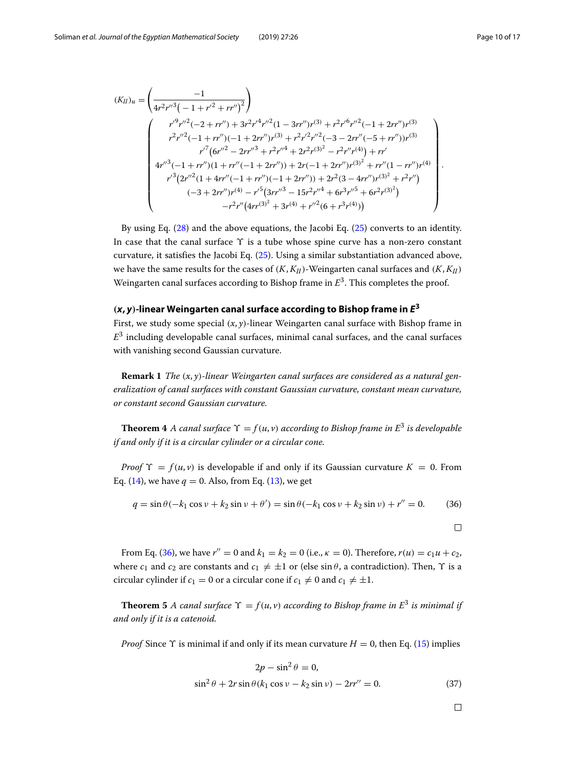$$
(K_{II})_u = \left( \frac{-1}{4r^2 r''^3 \left(-1 + r'^2 + rr''\right)^2} \right)
\left(
\begin{array}{c}
r'^9 r''^2(-2 + rr'') + 3r^2 r'^4 r''^2(1 - 3rr'')r^{(3)} + r^2 r'^6 r''^2(-1 + 2rr'')r^{(3)} \\
r^2 r''^2(-1 + rr'')(-1 + 2rr'')r^{(3)} + r^2 r'^2 r''^2(-3 - 2rr''(-5 + rr''))r^{(3)} \\
r'^7\left(6r''^2 - 2rr''^3 + r^2 r''^4 + 2r^2 {r^{(3)}}^2 - r^2 r'' r^{(4)}\right) + rr' \\
4r''^3(-1 + rr'')(1 + rr''(-1 + 2rr'')) + 2r(-1 + 2rr'')r^{(3)^2} + rr''(1 - rr'')r^{(4)} \\
r'^3\left(2r''^2(1 + 4rr''(-1 + rr'')(-1 + 2rr'')) + 2r^2(3 - 4rr'')r^{(3)^2} + r^2 r''\right) \\
(-3 + 2rr'')r^{(4)} - r'^5\left(3rr''^3 - 15r^2 r''^4 + 6r^3 r''^5 + 6r^2 {r^{(3)}}^2\right) \\
-r^2 r''\left(4rr^{(3)^2} + 3r^{(4)} + r''^2(6 + r^3 r^{(4)})\right)
\end{array}
\right).
$$

By using Eq. (28) and the above equations, the Jacobi Eq. (25) converts to an identity. In case that the canal surface $\Upsilon$ is a tube whose spine curve has a non-zero constant curvature, it satisfies the Jacobi Eq. (25). Using a similar substantiation advanced above, we have the same results for the cases of $(K, K_{II})$-Weingarten canal surfaces and $(K, K_{II})$ Weingarten canal surfaces according to Bishop frame in $E^3$. This completes the proof.

### *(x, y)*-linear Weingarten canal surface according to Bishop frame in $E^3$

First, we study some special $(x, y)$-linear Weingarten canal surface with Bishop frame in $E^3$ including developable canal surfaces, minimal canal surfaces, and the canal surfaces with vanishing second Gaussian curvature.

**Remark 1** *The $(x, y)$-linear Weingarten canal surfaces are considered as a natural generalization of canal surfaces with constant Gaussian curvature, constant mean curvature, or constant second Gaussian curvature.*

**Theorem 4** *A canal surface $\Upsilon = f(u, v)$ according to Bishop frame in $E^3$ is developable if and only if it is a circular cylinder or a circular cone.*

*Proof* $\Upsilon = f(u, v)$ is developable if and only if its Gaussian curvature $K = 0$. From Eq. (14), we have $q = 0$. Also, from Eq. (13), we get

$$
q = \sin\theta(-k_1 \cos v + k_2 \sin v + \theta') = \sin\theta(-k_1 \cos v + k_2 \sin v) + r'' = 0. \tag{36}
$$

□

From Eq. (36), we have $r'' = 0$ and $k_1 = k_2 = 0$ (i.e., $\kappa = 0$). Therefore, $r(u) = c_1 u + c_2$, where $c_1$ and $c_2$ are constants and $c_1 \neq \pm 1$ or (else $\sin\theta$, a contradiction). Then, $\Upsilon$ is a circular cylinder if $c_1 = 0$ or a circular cone if $c_1 \neq 0$ and $c_1 \neq \pm 1$.

**Theorem 5** *A canal surface $\Upsilon = f(u, v)$ according to Bishop frame in $E^3$ is minimal if and only if it is a catenoid.*

*Proof* Since $\Upsilon$ is minimal if and only if its mean curvature $H = 0$, then Eq. (15) implies

$$
\begin{aligned}
&2p - \sin^2\theta = 0, \\
&\sin^2\theta + 2r\sin\theta(k_1 \cos v - k_2 \sin v) - 2rr'' = 0.
\end{aligned} \tag{37}
$$

□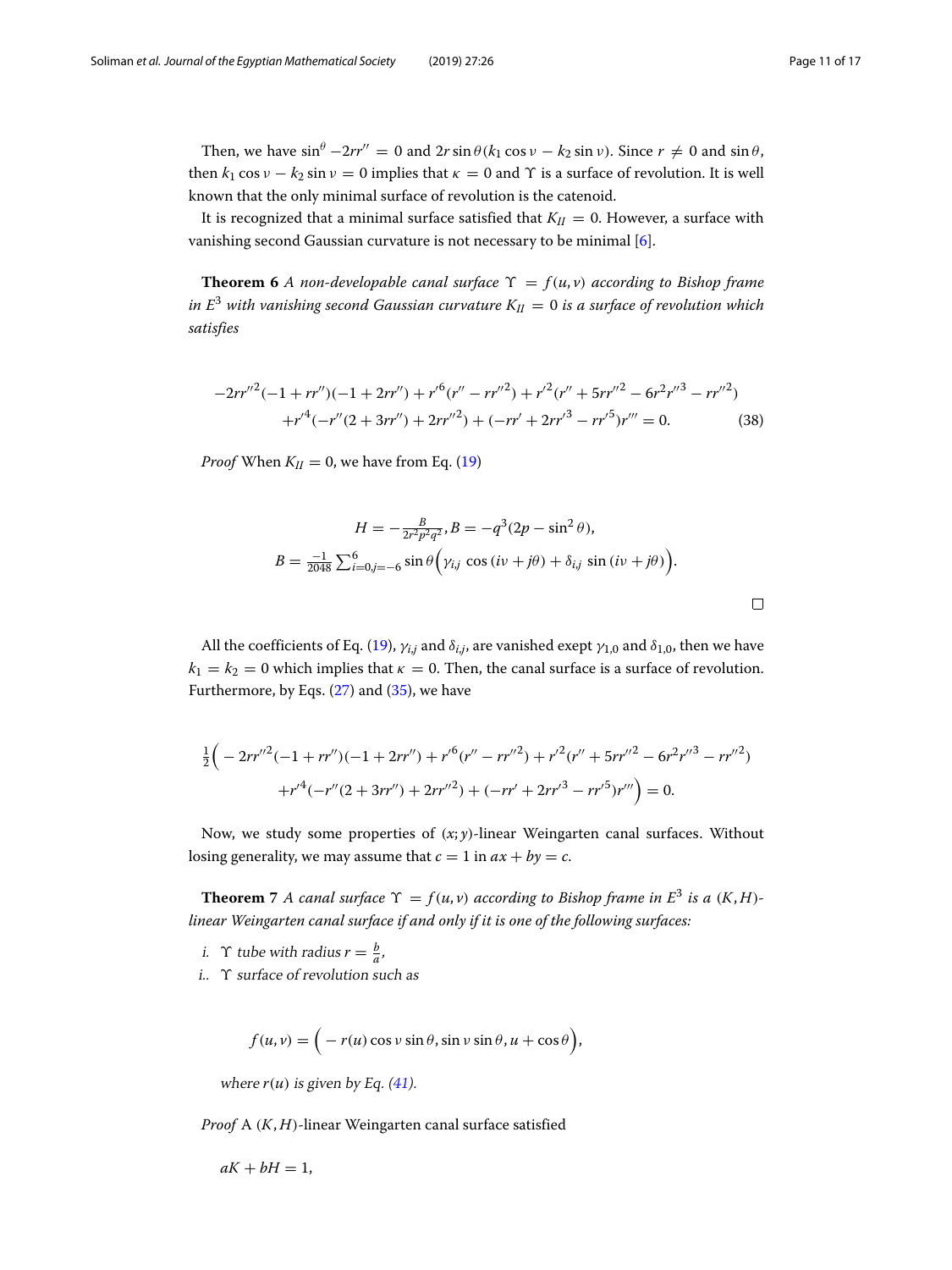Then, we have $\sin^{\theta} - 2rr'' = 0$ and $2r\sin\theta(k_1\cos v - k_2\sin v)$. Since $r \neq 0$ and $\sin\theta$, then $k_1\cos v - k_2\sin v = 0$ implies that $\kappa = 0$ and $\Upsilon$ is a surface of revolution. It is well known that the only minimal surface of revolution is the catenoid.

It is recognized that a minimal surface satisfied that $K_{II} = 0$. However, a surface with vanishing second Gaussian curvature is not necessary to be minimal [6].

**Theorem 6** *A non-developable canal surface $\Upsilon = f(u, v)$ according to Bishop frame in $E^3$ with vanishing second Gaussian curvature $K_{II} = 0$ is a surface of revolution which satisfies*

$$
\begin{aligned}
&-2rr''^2(-1+rr'')(-1+2rr'') + r'^6(r''-rr''^2) + r'^2(r''+5rr''^2-6r^2r''^3-rr''^2) \\
&\quad + r'^4(-r''(2+3rr'')+2rr''^2) + (-rr'+2rr'^3-rr'^5)r''' = 0. \qquad (38)
\end{aligned}
$$

*Proof* When $K_{II} = 0$, we have from Eq. (19)

$$
\begin{aligned}
&H = -\tfrac{B}{2r^2p^2q^2}, B = -q^3(2p-\sin^2\theta), \\
&B = \tfrac{-1}{2048}\textstyle\sum_{i=0,j=-6}^{6}\sin\theta\Big(\gamma_{i,j}\cos(iv+j\theta)+\delta_{i,j}\sin(iv+j\theta)\Big).
\end{aligned}
$$

□

All the coefficients of Eq. (19), $\gamma_{i,j}$ and $\delta_{i,j}$, are vanished exept $\gamma_{1,0}$ and $\delta_{1,0}$, then we have $k_1 = k_2 = 0$ which implies that $\kappa = 0$. Then, the canal surface is a surface of revolution. Furthermore, by Eqs. (27) and (35), we have

$$
\begin{aligned}
&\tfrac{1}{2}\Big(-2rr''^2(-1+rr'')(-1+2rr'') + r'^6(r''-rr''^2) + r'^2(r''+5rr''^2-6r^2r''^3-rr''^2) \\
&\quad + r'^4(-r''(2+3rr'')+2rr''^2) + (-rr'+2rr'^3-rr'^5)r'''\Big) = 0.
\end{aligned}
$$

Now, we study some properties of $(x;y)$-linear Weingarten canal surfaces. Without losing generality, we may assume that $c = 1$ in $ax + by = c$.

**Theorem 7** *A canal surface $\Upsilon = f(u, v)$ according to Bishop frame in $E^3$ is a $(K, H)$-linear Weingarten canal surface if and only if it is one of the following surfaces:*

*i. $\Upsilon$ tube with radius $r = \frac{b}{a}$,*

*i.. $\Upsilon$ surface of revolution such as*

$$
f(u, v) = \Big(-r(u)\cos v\sin\theta, \sin v\sin\theta, u+\cos\theta\Big),
$$

*where $r(u)$ is given by Eq. (41).*

*Proof* A $(K, H)$-linear Weingarten canal surface satisfied

$$aK + bH = 1,$$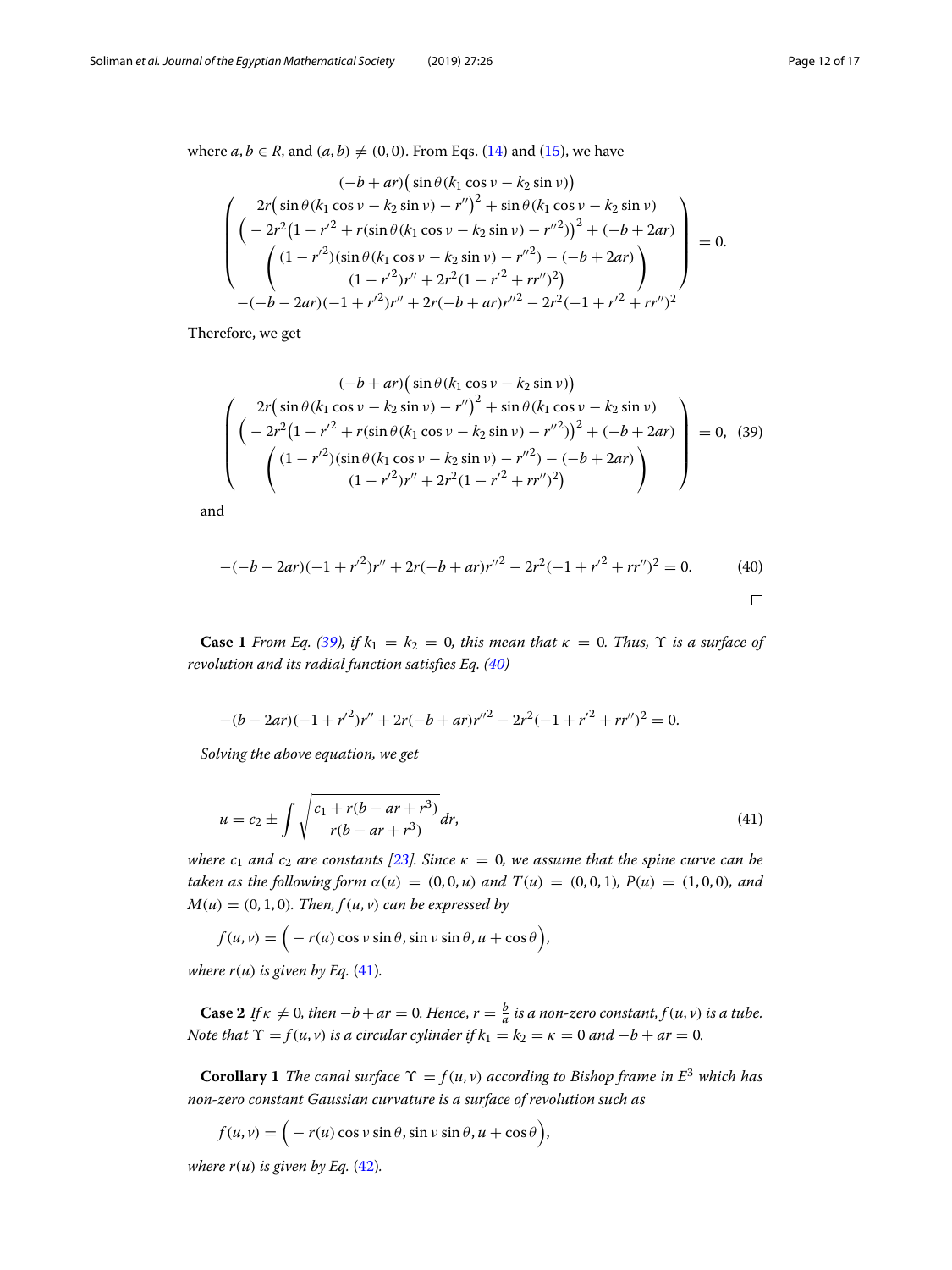where $a, b \in R$, and $(a, b) \neq (0, 0)$. From Eqs. (14) and (15), we have

$$
\begin{pmatrix}
(-b+ar)\big(\sin\theta(k_1\cos v - k_2\sin v)\big) \\
2r\big(\sin\theta(k_1\cos v - k_2\sin v) - r''\big)^2 + \sin\theta(k_1\cos v - k_2\sin v) \\
\Big(-2r^2\big(1 - r'^2 + r(\sin\theta(k_1\cos v - k_2\sin v) - r''^2)\big)^2 + (-b+2ar) \\
\begin{pmatrix}
(1-r'^2)(\sin\theta(k_1\cos v - k_2\sin v) - r''^2) - (-b+2ar) \\
(1-r'^2)r'' + 2r^2(1 - r'^2 + rr'')^2\big)
\end{pmatrix} \\
-(-b-2ar)(-1+r'^2)r'' + 2r(-b+ar)r''^2 - 2r^2(-1+r'^2+rr'')^2
\end{pmatrix} = 0.
$$

Therefore, we get

$$
\begin{pmatrix}
(-b+ar)\big(\sin\theta(k_1\cos v - k_2\sin v)\big) \\
2r\big(\sin\theta(k_1\cos v - k_2\sin v) - r''\big)^2 + \sin\theta(k_1\cos v - k_2\sin v) \\
\Big(-2r^2\big(1 - r'^2 + r(\sin\theta(k_1\cos v - k_2\sin v) - r''^2)\big)^2 + (-b+2ar) \\
\begin{pmatrix}
(1-r'^2)(\sin\theta(k_1\cos v - k_2\sin v) - r''^2) - (-b+2ar) \\
(1-r'^2)r'' + 2r^2(1 - r'^2 + rr'')^2\big)
\end{pmatrix}
\end{pmatrix} = 0, \quad (39)
$$

and

$$
-(-b-2ar)(-1+r'^2)r'' + 2r(-b+ar)r''^2 - 2r^2(-1+r'^2+rr'')^2 = 0. \quad (40)
$$

□

**Case 1** *From Eq. (39), if $k_1 = k_2 = 0$, this mean that $\kappa = 0$. Thus, $\Upsilon$ is a surface of revolution and its radial function satisfies Eq. (40)*

$$
-(b-2ar)(-1+r'^2)r'' + 2r(-b+ar)r''^2 - 2r^2(-1+r'^2+rr'')^2 = 0.
$$

*Solving the above equation, we get*

$$
u = c_2 \pm \int \sqrt{\frac{c_1 + r(b - ar + r^3)}{r(b - ar + r^3)}}\, dr, \quad (41)
$$

*where $c_1$ and $c_2$ are constants [23]. Since $\kappa = 0$, we assume that the spine curve can be taken as the following form $\alpha(u) = (0, 0, u)$ and $T(u) = (0, 0, 1)$, $P(u) = (1, 0, 0)$, and $M(u) = (0, 1, 0)$. Then, $f(u, v)$ can be expressed by*

$$
f(u, v) = \Big(-r(u)\cos v\sin\theta, \sin v\sin\theta, u + \cos\theta\Big),
$$

*where $r(u)$ is given by Eq. (41).*

**Case 2** *If $\kappa \neq 0$, then $-b + ar = 0$. Hence, $r = \frac{b}{a}$ is a non-zero constant, $f(u, v)$ is a tube. Note that $\Upsilon = f(u, v)$ is a circular cylinder if $k_1 = k_2 = \kappa = 0$ and $-b + ar = 0$.*

**Corollary 1** *The canal surface $\Upsilon = f(u, v)$ according to Bishop frame in $E^3$ which has non-zero constant Gaussian curvature is a surface of revolution such as*

$$
f(u, v) = \Big(-r(u)\cos v\sin\theta, \sin v\sin\theta, u + \cos\theta\Big),
$$

*where $r(u)$ is given by Eq. (42).*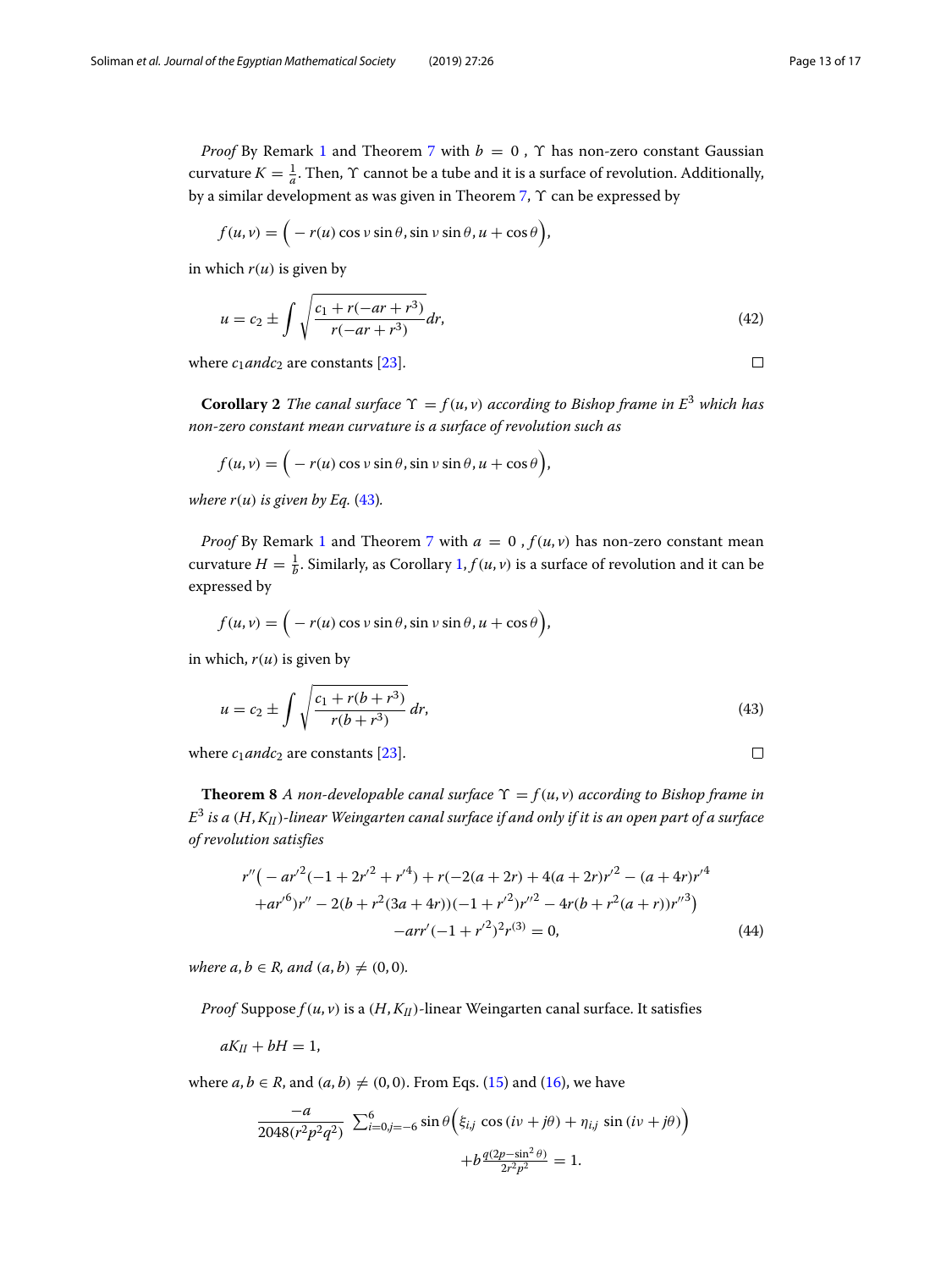*Proof* By Remark 1 and Theorem 7 with $b = 0$ , $\Upsilon$ has non-zero constant Gaussian curvature $K = \frac{1}{a}$. Then, $\Upsilon$ cannot be a tube and it is a surface of revolution. Additionally, by a similar development as was given in Theorem 7, $\Upsilon$ can be expressed by

$$f(u,v) = \Big( -r(u)\cos v \sin\theta, \sin v \sin\theta, u + \cos\theta \Big),$$

in which $r(u)$ is given by

$$u = c_2 \pm \int \sqrt{\frac{c_1 + r(-ar + r^3)}{r(-ar + r^3)}} dr, \tag{42}$$

where $c_1 and c_2$ are constants [23]. □

**Corollary 2** *The canal surface $\Upsilon = f(u,v)$ according to Bishop frame in $E^3$ which has non-zero constant mean curvature is a surface of revolution such as*

$$f(u,v) = \Big( -r(u)\cos v \sin\theta, \sin v \sin\theta, u + \cos\theta \Big),$$

*where $r(u)$ is given by Eq. (43).*

*Proof* By Remark 1 and Theorem 7 with $a = 0$ , $f(u,v)$ has non-zero constant mean curvature $H = \frac{1}{b}$. Similarly, as Corollary 1, $f(u,v)$ is a surface of revolution and it can be expressed by

$$f(u,v) = \Big( -r(u)\cos v \sin\theta, \sin v \sin\theta, u + \cos\theta \Big),$$

in which, $r(u)$ is given by

$$u = c_2 \pm \int \sqrt{\frac{c_1 + r(b + r^3)}{r(b + r^3)}}\, dr, \tag{43}$$

where $c_1 and c_2$ are constants [23]. □

**Theorem 8** *A non-developable canal surface $\Upsilon = f(u,v)$ according to Bishop frame in $E^3$ is a $(H, K_{II})$-linear Weingarten canal surface if and only if it is an open part of a surface of revolution satisfies*

$$\begin{aligned} &r''\big( -ar'^2(-1 + 2r'^2 + r'^4) + r(-2(a+2r) + 4(a+2r)r'^2 - (a+4r)r'^4 \\ &+ar'^6)r'' - 2(b + r^2(3a+4r))(-1+r'^2)r''^2 - 4r(b + r^2(a+r))r''^3\big) \\ &\qquad -arr'(-1+r'^2)^2 r^{(3)} = 0, \end{aligned} \tag{44}$$

*where $a, b \in R$, and $(a, b) \neq (0, 0)$.*

*Proof* Suppose $f(u,v)$ is a $(H, K_{II})$-linear Weingarten canal surface. It satisfies

$$aK_{II} + bH = 1,$$

where $a, b \in R$, and $(a, b) \neq (0, 0)$. From Eqs. (15) and (16), we have

$$\frac{-a}{2048(r^2p^2q^2)} \sum_{i=0, j=-6}^{6} \sin\theta \Big( \xi_{i,j} \cos(iv + j\theta) + \eta_{i,j} \sin(iv + j\theta) \Big) + b\frac{q(2p - \sin^2\theta)}{2r^2p^2} = 1.$$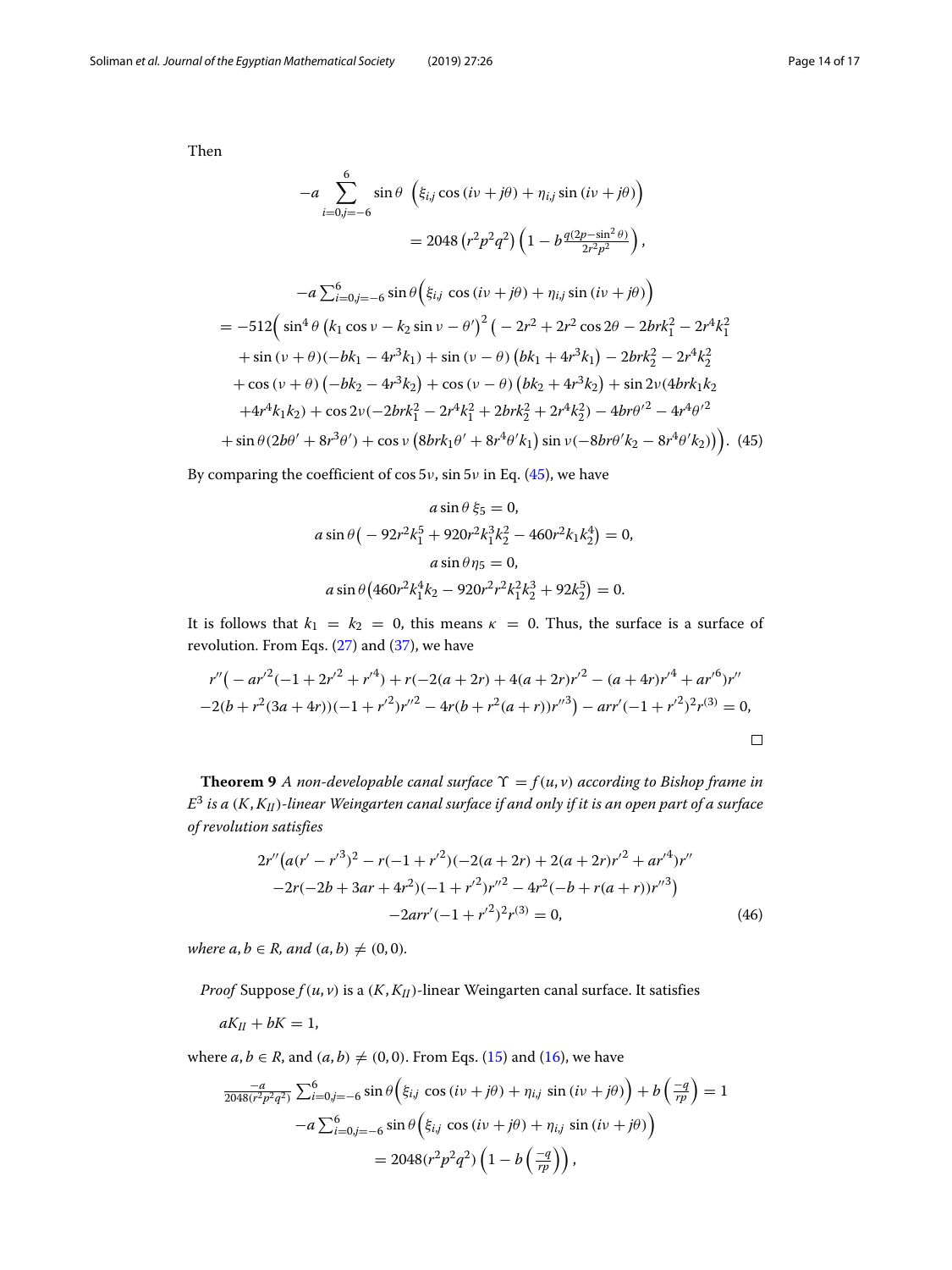Then

$$-a \sum_{i=0,j=-6}^{6} \sin\theta \ \left(\xi_{i,j}\cos\left(i\nu+j\theta\right)+\eta_{i,j}\sin\left(i\nu+j\theta\right)\right)$$
$$= 2048\left(r^2p^2q^2\right)\left(1-b\frac{q(2p-\sin^2\theta)}{2r^2p^2}\right),$$

$$\begin{aligned}
&-a\sum_{i=0,j=-6}^{6}\sin\theta\Big(\xi_{i,j}\ \cos\left(i\nu+j\theta\right)+\eta_{i,j}\sin\left(i\nu+j\theta\right)\Big)\\
&=-512\Big(\sin^4\theta\left(k_1\cos\nu-k_2\sin\nu-\theta'\right)^2\left(-2r^2+2r^2\cos 2\theta-2brk_1^2-2r^4k_1^2\right.\\
&\quad+\sin\left(\nu+\theta\right)(-bk_1-4r^3k_1)+\sin\left(\nu-\theta\right)\left(bk_1+4r^3k_1\right)-2brk_2^2-2r^4k_2^2\\
&\quad+\cos\left(\nu+\theta\right)\left(-bk_2-4r^3k_2\right)+\cos\left(\nu-\theta\right)\left(bk_2+4r^3k_2\right)+\sin 2\nu(4brk_1k_2\\
&\quad+4r^4k_1k_2)+\cos 2\nu(-2brk_1^2-2r^4k_1^2+2brk_2^2+2r^4k_2^2)-4br\theta'^2-4r^4\theta'^2\\
&\quad+\sin\theta(2b\theta'+8r^3\theta')+\cos\nu\left(8brk_1\theta'+8r^4\theta'k_1\right)\sin\nu(-8br\theta'k_2-8r^4\theta'k_2)\big)\Big). \quad (45)
\end{aligned}$$

By comparing the coefficient of $\cos 5\nu$, $\sin 5\nu$ in Eq. (45), we have

$$a\sin\theta\,\xi_5=0,$$
$$a\sin\theta\big(-92r^2k_1^5+920r^2k_1^3k_2^2-460r^2k_1k_2^4\big)=0,$$
$$a\sin\theta\,\eta_5=0,$$
$$a\sin\theta\big(460r^2k_1^4k_2-920r^2r^2k_1^2k_2^3+92k_2^5\big)=0.$$

It is follows that $k_1 = k_2 = 0$, this means $\kappa = 0$. Thus, the surface is a surface of revolution. From Eqs. (27) and (37), we have

$$\begin{aligned}
&r''\big(-ar'^2(-1+2r'^2+r'^4)+r(-2(a+2r)+4(a+2r)r'^2-(a+4r)r'^4+ar'^6)r''\\
&-2(b+r^2(3a+4r))(-1+r'^2)r''^2-4r(b+r^2(a+r))r''^3\big)-arr'(-1+r'^2)^2r^{(3)}=0,
\end{aligned}$$

□

**Theorem 9** *A non-developable canal surface $\Upsilon = f(u,v)$ according to Bishop frame in $E^3$ is a $(K, K_{II})$-linear Weingarten canal surface if and only if it is an open part of a surface of revolution satisfies*

$$\begin{aligned}
&2r''\big(a(r'-r'^3)^2-r(-1+r'^2)(-2(a+2r)+2(a+2r)r'^2+ar'^4)r''\\
&-2r(-2b+3ar+4r^2)(-1+r'^2)r''^2-4r^2(-b+r(a+r))r''^3\big)\\
&-2arr'(-1+r'^2)^2r^{(3)}=0, \quad (46)
\end{aligned}$$

*where $a,b\in R$, and $(a,b)\neq(0,0)$.*

*Proof* Suppose $f(u,v)$ is a $(K, K_{II})$-linear Weingarten canal surface. It satisfies

$$aK_{II}+bK=1,$$

where $a,b\in R$, and $(a,b)\neq(0,0)$. From Eqs. (15) and (16), we have

$$\frac{-a}{2048(r^2p^2q^2)}\sum_{i=0,j=-6}^{6}\sin\theta\Big(\xi_{i,j}\ \cos\left(i\nu+j\theta\right)+\eta_{i,j}\ \sin\left(i\nu+j\theta\right)\Big)+b\left(\frac{-q}{rp}\right)=1$$
$$-a\sum_{i=0,j=-6}^{6}\sin\theta\Big(\xi_{i,j}\ \cos\left(i\nu+j\theta\right)+\eta_{i,j}\ \sin\left(i\nu+j\theta\right)\Big)$$
$$=2048(r^2p^2q^2)\left(1-b\left(\frac{-q}{rp}\right)\right),$$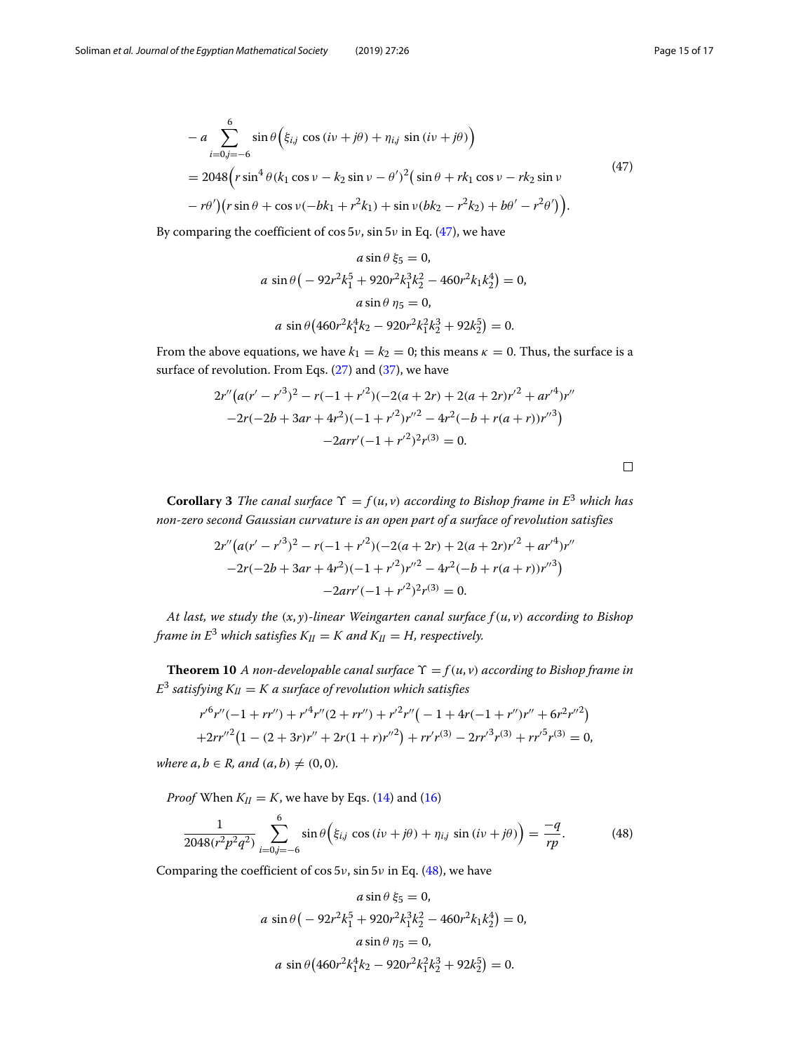$$
\begin{aligned}
&- a\sum_{i=0,j=-6}^{6} \sin\theta\Big(\xi_{i,j}\,\cos(i\nu+j\theta)+\eta_{i,j}\,\sin(i\nu+j\theta)\Big)\\
&= 2048\Big(r\sin^4\theta(k_1\cos\nu-k_2\sin\nu-\theta')^2\big(\sin\theta+rk_1\cos\nu-rk_2\sin\nu\\
&-r\theta'\big)\big(r\sin\theta+\cos\nu(-bk_1+r^2k_1)+\sin\nu(bk_2-r^2k_2)+b\theta'-r^2\theta'\big)\Big).
\end{aligned}
\tag{47}
$$

By comparing the coefficient of $\cos 5\nu$, $\sin 5\nu$ in Eq. (47), we have

$$
\begin{gathered}
a\sin\theta\,\xi_5=0,\\
a\,\sin\theta\big(-92r^2k_1^5+920r^2k_1^3k_2^2-460r^2k_1k_2^4\big)=0,\\
a\sin\theta\,\eta_5=0,\\
a\,\sin\theta\big(460r^2k_1^4k_2-920r^2k_1^2k_2^3+92k_2^5\big)=0.
\end{gathered}
$$

From the above equations, we have $k_1=k_2=0$; this means $\kappa=0$. Thus, the surface is a surface of revolution. From Eqs. (27) and (37), we have

$$
\begin{gathered}
2r''\big(a(r'-r'^3)^2-r(-1+r'^2)(-2(a+2r)+2(a+2r)r'^2+ar'^4)r''\\
-2r(-2b+3ar+4r^2)(-1+r'^2)r''^2-4r^2(-b+r(a+r))r''^3\big)\\
-2arr'(-1+r'^2)^2r^{(3)}=0.
\end{gathered}
$$

□

**Corollary 3** *The canal surface $\Upsilon=f(u,v)$ according to Bishop frame in $E^3$ which has non-zero second Gaussian curvature is an open part of a surface of revolution satisfies*

$$
\begin{gathered}
2r''\big(a(r'-r'^3)^2-r(-1+r'^2)(-2(a+2r)+2(a+2r)r'^2+ar'^4)r''\\
-2r(-2b+3ar+4r^2)(-1+r'^2)r''^2-4r^2(-b+r(a+r))r''^3\big)\\
-2arr'(-1+r'^2)^2r^{(3)}=0.
\end{gathered}
$$

*At last, we study the $(x,y)$-linear Weingarten canal surface $f(u,v)$ according to Bishop frame in $E^3$ which satisfies $K_{II}=K$ and $K_{II}=H$, respectively.*

**Theorem 10** *A non-developable canal surface $\Upsilon=f(u,v)$ according to Bishop frame in $E^3$ satisfying $K_{II}=K$ a surface of revolution which satisfies*

$$
\begin{gathered}
r'^6r''(-1+rr'')+r'^4r''(2+rr'')+r'^2r''\big(-1+4r(-1+r'')r''+6r^2r''^2\big)\\
+2rr''^2\big(1-(2+3r)r''+2r(1+r)r''^2\big)+rr'r^{(3)}-2rr'^3r^{(3)}+rr'^5r^{(3)}=0,
\end{gathered}
$$

*where $a,b\in R$, and $(a,b)\neq(0,0)$.*

*Proof* When $K_{II}=K$, we have by Eqs. (14) and (16)

$$
\frac{1}{2048(r^2p^2q^2)}\sum_{i=0,j=-6}^{6}\sin\theta\Big(\xi_{i,j}\,\cos(i\nu+j\theta)+\eta_{i,j}\,\sin(i\nu+j\theta)\Big)=\frac{-q}{rp}.
\tag{48}
$$

Comparing the coefficient of $\cos 5\nu$, $\sin 5\nu$ in Eq. (48), we have

$$
\begin{gathered}
a\sin\theta\,\xi_5=0,\\
a\,\sin\theta\big(-92r^2k_1^5+920r^2k_1^3k_2^2-460r^2k_1k_2^4\big)=0,\\
a\sin\theta\,\eta_5=0,\\
a\,\sin\theta\big(460r^2k_1^4k_2-920r^2k_1^2k_2^3+92k_2^5\big)=0.
\end{gathered}
$$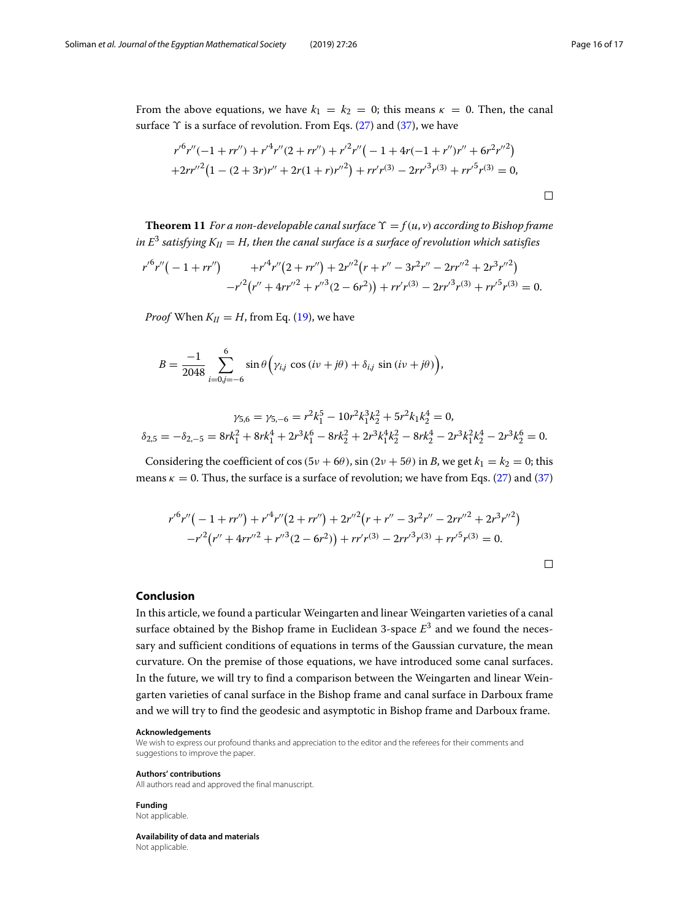From the above equations, we have $k_1 = k_2 = 0$; this means $\kappa = 0$. Then, the canal surface $\Upsilon$ is a surface of revolution. From Eqs. (27) and (37), we have

$$r'^6r''(-1+rr'')+r'^4r''(2+rr'')+r'^2r''\big(-1+4r(-1+r'')r''+6r^2r''^2\big)$$
$$+2rr''^2\big(1-(2+3r)r''+2r(1+r)r''^2\big)+rr'r^{(3)}-2rr'^3r^{(3)}+rr'^5r^{(3)}=0,$$

□

**Theorem 11** *For a non-developable canal surface $\Upsilon = f(u,v)$ according to Bishop frame in $E^3$ satisfying $K_{II} = H$, then the canal surface is a surface of revolution which satisfies*

$$r'^6r''\big(-1+rr''\big)+r'^4r''\big(2+rr''\big)+2r''^2\big(r+r''-3r^2r''-2rr''^2+2r^3r''^2\big)$$
$$-r'^2\big(r''+4rr''^2+r''^3(2-6r^2)\big)+rr'r^{(3)}-2rr'^3r^{(3)}+rr'^5r^{(3)}=0.$$

*Proof* When $K_{II} = H$, from Eq. (19), we have

$$B=\frac{-1}{2048}\sum_{i=0,j=-6}^{6}\sin\theta\Big(\gamma_{i,j}\,\cos\left(iv+j\theta\right)+\delta_{i,j}\,\sin\left(iv+j\theta\right)\Big),$$

$$\gamma_{5,6}=\gamma_{5,-6}=r^2k_1^5-10r^2k_1^3k_2^2+5r^2k_1k_2^4=0,$$
$$\delta_{2,5}=-\delta_{2,-5}=8rk_1^2+8rk_1^4+2r^3k_1^6-8rk_2^2+2r^3k_1^4k_2^2-8rk_2^4-2r^3k_1^2k_2^4-2r^3k_2^6=0.$$

Considering the coefficient of $\cos\left(5v+6\theta\right)$, $\sin\left(2v+5\theta\right)$ in $B$, we get $k_1 = k_2 = 0$; this means $\kappa = 0$. Thus, the surface is a surface of revolution; we have from Eqs. (27) and (37)

$$r'^6r''\big(-1+rr''\big)+r'^4r''\big(2+rr''\big)+2r''^2\big(r+r''-3r^2r''-2rr''^2+2r^3r''^2\big)$$
$$-r'^2\big(r''+4rr''^2+r''^3(2-6r^2)\big)+rr'r^{(3)}-2rr'^3r^{(3)}+rr'^5r^{(3)}=0.$$

□

## Conclusion

In this article, we found a particular Weingarten and linear Weingarten varieties of a canal surface obtained by the Bishop frame in Euclidean 3-space $E^3$ and we found the necessary and sufficient conditions of equations in terms of the Gaussian curvature, the mean curvature. On the premise of those equations, we have introduced some canal surfaces. In the future, we will try to find a comparison between the Weingarten and linear Weingarten varieties of canal surface in the Bishop frame and canal surface in Darboux frame and we will try to find the geodesic and asymptotic in Bishop frame and Darboux frame.

**Acknowledgements**
We wish to express our profound thanks and appreciation to the editor and the referees for their comments and suggestions to improve the paper.

**Authors' contributions**
All authors read and approved the final manuscript.

**Funding**
Not applicable.

**Availability of data and materials**
Not applicable.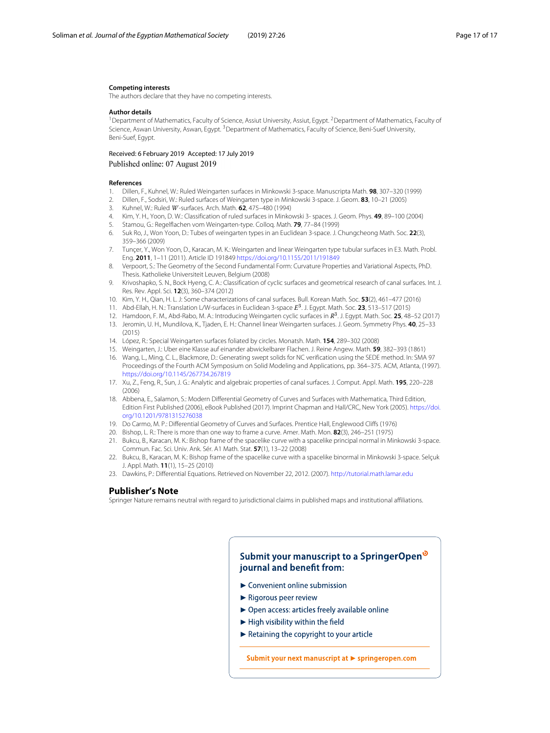**Competing interests**

The authors declare that they have no competing interests.

**Author details**

[1]Department of Mathematics, Faculty of Science, Assiut University, Assiut, Egypt. [2]Department of Mathematics, Faculty of Science, Aswan University, Aswan, Egypt. [3]Department of Mathematics, Faculty of Science, Beni-Suef University, Beni-Suef, Egypt.

Received: 6 February 2019 Accepted: 17 July 2019
Published online: 07 August 2019

**References**

1. Dillen, F., Kuhnel, W.: Ruled Weingarten surfaces in Minkowski 3-space. Manuscripta Math. **98**, 307–320 (1999)
2. Dillen, F., Sodsiri, W.: Ruled surfaces of Weingarten type in Minkowski 3-space. J. Geom. **83**, 10–21 (2005)
3. Kuhnel, W.: Ruled $W$-surfaces. Arch. Math. **62**, 475–480 (1994)
4. Kim, Y. H., Yoon, D. W.: Classification of ruled surfaces in Minkowski 3- spaces. J. Geom. Phys. **49**, 89–100 (2004)
5. Stamou, G.: Regelflachen vom Weingarten-type. Colloq. Math. **79**, 77–84 (1999)
6. Suk Ro, J., Won Yoon, D.: Tubes of weingarten types in an Euclidean 3-space. J. Chungcheong Math. Soc. **22**(3), 359–366 (2009)
7. Tunçer, Y., Won Yoon, D., Karacan, M. K.: Weingarten and linear Weingarten type tubular surfaces in E3. Math. Probl. Eng. **2011**, 1–11 (2011). Article ID 191849 https://doi.org/10.1155/2011/191849
8. Verpoort, S.: The Geometry of the Second Fundamental Form: Curvature Properties and Variational Aspects, PhD. Thesis. Katholieke Universiteit Leuven, Belgium (2008)
9. Krivoshapko, S. N., Bock Hyeng, C. A.: Classification of cyclic surfaces and geometrical research of canal surfaces. Int. J. Res. Rev. Appl. Sci. **12**(3), 360–374 (2012)
10. Kim, Y. H., Qian, H. L. J: Some characterizations of canal surfaces. Bull. Korean Math. Soc. **53**(2), 461–477 (2016)
11. Abd-Ellah, H. N.: Translation L/W-surfaces in Euclidean 3-space $E^3$. J. Egypt. Math. Soc. **23**, 513–517 (2015)
12. Hamdoon, F. M., Abd-Rabo, M. A.: Introducing Weingarten cyclic surfaces in $R^3$. J. Egypt. Math. Soc. **25**, 48–52 (2017)
13. Jeromin, U. H., Mundilova, K., Tjaden, E. H.: Channel linear Weingarten surfaces. J. Geom. Symmetry Phys. **40**, 25–33 (2015)
14. López, R.: Special Weingarten surfaces foliated by circles. Monatsh. Math. **154**, 289–302 (2008)
15. Weingarten, J.: Uber eine Klasse auf einander abwickelbarer Flachen. J. Reine Angew. Math. **59**, 382–393 (1861)
16. Wang, L., Ming, C. L., Blackmore, D.: Generating swept solids for NC verification using the SEDE method. In: SMA 97 Proceedings of the Fourth ACM Symposium on Solid Modeling and Applications, pp. 364–375. ACM, Atlanta, (1997). https://doi.org/10.1145/267734.267819
17. Xu, Z., Feng, R., Sun, J. G.: Analytic and algebraic properties of canal surfaces. J. Comput. Appl. Math. **195**, 220–228 (2006)
18. Abbena, E., Salamon, S.: Modern Differential Geometry of Curves and Surfaces with Mathematica, Third Edition, Edition First Published (2006), eBook Published (2017). Imprint Chapman and Hall/CRC, New York (2005). https://doi.org/10.1201/9781315276038
19. Do Carmo, M. P.: Differential Geometry of Curves and Surfaces. Prentice Hall, Englewood Cliffs (1976)
20. Bishop, L. R.: There is more than one way to frame a curve. Amer. Math. Mon. **82**(3), 246–251 (1975)
21. Bukcu, B., Karacan, M. K.: Bishop frame of the spacelike curve with a spacelike principal normal in Minkowski 3-space. Commun. Fac. Sci. Univ. Ank. Sér. A1 Math. Stat. **57**(1), 13–22 (2008)
22. Bukcu, B., Karacan, M. K.: Bishop frame of the spacelike curve with a spacelike binormal in Minkowski 3-space. Selçuk J. Appl. Math. **11**(1), 15–25 (2010)
23. Dawkins, P.: Differential Equations. Retrieved on November 22, 2012. (2007). http://tutorial.math.lamar.edu

## Publisher's Note

Springer Nature remains neutral with regard to jurisdictional claims in published maps and institutional affiliations.

**Submit your manuscript to a SpringerOpen journal and benefit from:**

- ► Convenient online submission
- ► Rigorous peer review
- ► Open access: articles freely available online
- ► High visibility within the field
- ► Retaining the copyright to your article

**Submit your next manuscript at ► springeropen.com**